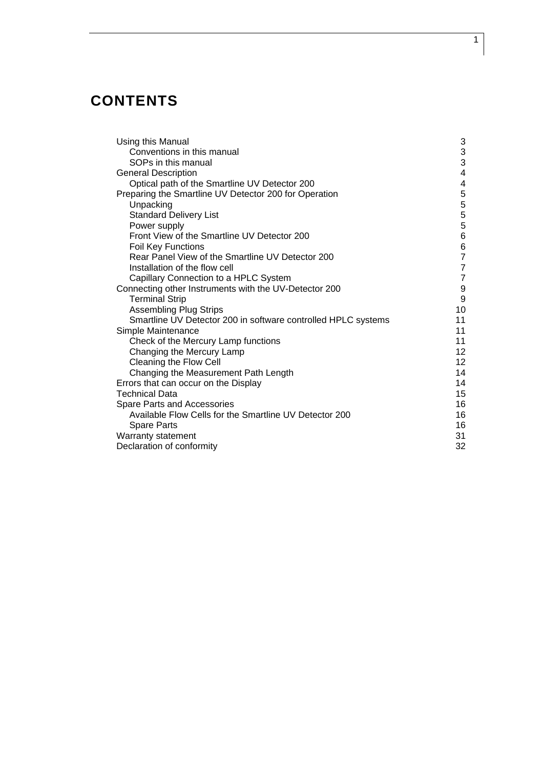# CONTENTS

| | |
|---|---|
| Using this Manual | 3 |
| &nbsp;&nbsp;&nbsp;&nbsp;Conventions in this manual | 3 |
| &nbsp;&nbsp;&nbsp;&nbsp;SOPs in this manual | 3 |
| General Description | 4 |
| &nbsp;&nbsp;&nbsp;&nbsp;Optical path of the Smartline UV Detector 200 | 4 |
| Preparing the Smartline UV Detector 200 for Operation | 5 |
| &nbsp;&nbsp;&nbsp;&nbsp;Unpacking | 5 |
| &nbsp;&nbsp;&nbsp;&nbsp;Standard Delivery List | 5 |
| &nbsp;&nbsp;&nbsp;&nbsp;Power supply | 5 |
| &nbsp;&nbsp;&nbsp;&nbsp;Front View of the Smartline UV Detector 200 | 6 |
| &nbsp;&nbsp;&nbsp;&nbsp;Foil Key Functions | 6 |
| &nbsp;&nbsp;&nbsp;&nbsp;Rear Panel View of the Smartline UV Detector 200 | 7 |
| &nbsp;&nbsp;&nbsp;&nbsp;Installation of the flow cell | 7 |
| &nbsp;&nbsp;&nbsp;&nbsp;Capillary Connection to a HPLC System | 7 |
| Connecting other Instruments with the UV-Detector 200 | 9 |
| &nbsp;&nbsp;&nbsp;&nbsp;Terminal Strip | 9 |
| &nbsp;&nbsp;&nbsp;&nbsp;Assembling Plug Strips | 10 |
| &nbsp;&nbsp;&nbsp;&nbsp;Smartline UV Detector 200 in software controlled HPLC systems | 11 |
| Simple Maintenance | 11 |
| &nbsp;&nbsp;&nbsp;&nbsp;Check of the Mercury Lamp functions | 11 |
| &nbsp;&nbsp;&nbsp;&nbsp;Changing the Mercury Lamp | 12 |
| &nbsp;&nbsp;&nbsp;&nbsp;Cleaning the Flow Cell | 12 |
| &nbsp;&nbsp;&nbsp;&nbsp;Changing the Measurement Path Length | 14 |
| Errors that can occur on the Display | 14 |
| Technical Data | 15 |
| Spare Parts and Accessories | 16 |
| &nbsp;&nbsp;&nbsp;&nbsp;Available Flow Cells for the Smartline UV Detector 200 | 16 |
| &nbsp;&nbsp;&nbsp;&nbsp;Spare Parts | 16 |
| Warranty statement | 31 |
| Declaration of conformity | 32 |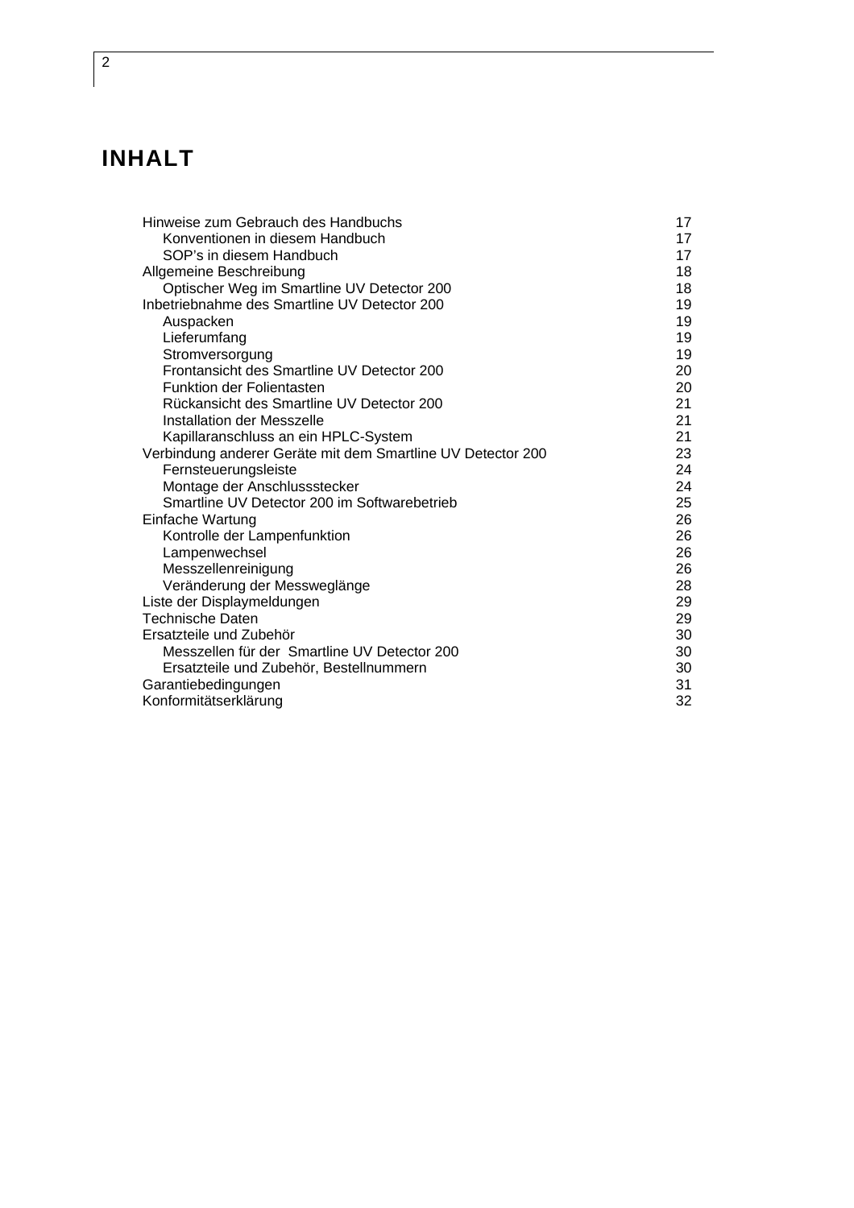# INHALT

| | |
|---|---|
| Hinweise zum Gebrauch des Handbuchs | 17 |
| &nbsp;&nbsp;&nbsp;&nbsp;Konventionen in diesem Handbuch | 17 |
| &nbsp;&nbsp;&nbsp;&nbsp;SOP's in diesem Handbuch | 17 |
| Allgemeine Beschreibung | 18 |
| &nbsp;&nbsp;&nbsp;&nbsp;Optischer Weg im Smartline UV Detector 200 | 18 |
| Inbetriebnahme des Smartline UV Detector 200 | 19 |
| &nbsp;&nbsp;&nbsp;&nbsp;Auspacken | 19 |
| &nbsp;&nbsp;&nbsp;&nbsp;Lieferumfang | 19 |
| &nbsp;&nbsp;&nbsp;&nbsp;Stromversorgung | 19 |
| &nbsp;&nbsp;&nbsp;&nbsp;Frontansicht des Smartline UV Detector 200 | 20 |
| &nbsp;&nbsp;&nbsp;&nbsp;Funktion der Folientasten | 20 |
| &nbsp;&nbsp;&nbsp;&nbsp;Rückansicht des Smartline UV Detector 200 | 21 |
| &nbsp;&nbsp;&nbsp;&nbsp;Installation der Messzelle | 21 |
| &nbsp;&nbsp;&nbsp;&nbsp;Kapillaranschluss an ein HPLC-System | 21 |
| Verbindung anderer Geräte mit dem Smartline UV Detector 200 | 23 |
| &nbsp;&nbsp;&nbsp;&nbsp;Fernsteuerungsleiste | 24 |
| &nbsp;&nbsp;&nbsp;&nbsp;Montage der Anschlussstecker | 24 |
| &nbsp;&nbsp;&nbsp;&nbsp;Smartline UV Detector 200 im Softwarebetrieb | 25 |
| Einfache Wartung | 26 |
| &nbsp;&nbsp;&nbsp;&nbsp;Kontrolle der Lampenfunktion | 26 |
| &nbsp;&nbsp;&nbsp;&nbsp;Lampenwechsel | 26 |
| &nbsp;&nbsp;&nbsp;&nbsp;Messzellenreinigung | 26 |
| &nbsp;&nbsp;&nbsp;&nbsp;Veränderung der Messweglänge | 28 |
| Liste der Displaymeldungen | 29 |
| Technische Daten | 29 |
| Ersatzteile und Zubehör | 30 |
| &nbsp;&nbsp;&nbsp;&nbsp;Messzellen für der Smartline UV Detector 200 | 30 |
| &nbsp;&nbsp;&nbsp;&nbsp;Ersatzteile und Zubehör, Bestellnummern | 30 |
| Garantiebedingungen | 31 |
| Konformitätserklärung | 32 |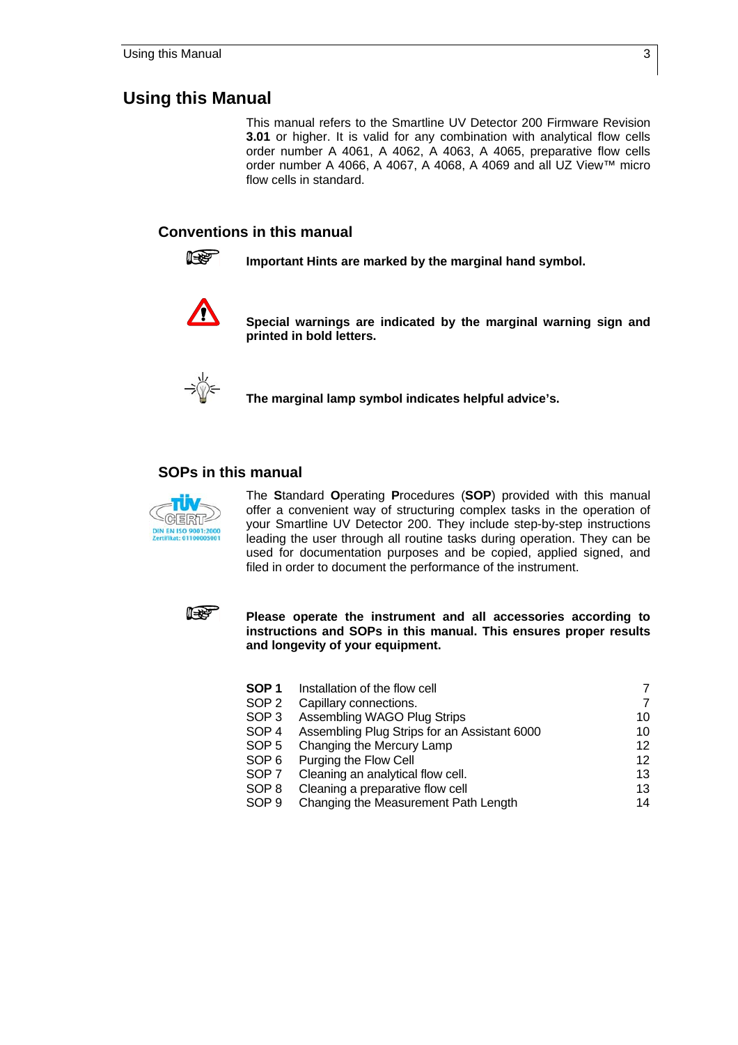# Using this Manual

This manual refers to the Smartline UV Detector 200 Firmware Revision **3.01** or higher. It is valid for any combination with analytical flow cells order number A 4061, A 4062, A 4063, A 4065, preparative flow cells order number A 4066, A 4067, A 4068, A 4069 and all UZ View™ micro flow cells in standard.

## Conventions in this manual

**Important Hints are marked by the marginal hand symbol.**

**Special warnings are indicated by the marginal warning sign and printed in bold letters.**

**The marginal lamp symbol indicates helpful advice's.**

## SOPs in this manual

TÜV CERT DIN EN ISO 9001:2000 Zertifikat: 01100005001

The **S**tandard **O**perating **P**rocedures (**SOP**) provided with this manual offer a convenient way of structuring complex tasks in the operation of your Smartline UV Detector 200. They include step-by-step instructions leading the user through all routine tasks during operation. They can be used for documentation purposes and be copied, applied signed, and filed in order to document the performance of the instrument.

**Please operate the instrument and all accessories according to instructions and SOPs in this manual. This ensures proper results and longevity of your equipment.**

| | | |
|---|---|---|
| **SOP 1** | Installation of the flow cell | 7 |
| SOP 2 | Capillary connections. | 7 |
| SOP 3 | Assembling WAGO Plug Strips | 10 |
| SOP 4 | Assembling Plug Strips for an Assistant 6000 | 10 |
| SOP 5 | Changing the Mercury Lamp | 12 |
| SOP 6 | Purging the Flow Cell | 12 |
| SOP 7 | Cleaning an analytical flow cell. | 13 |
| SOP 8 | Cleaning a preparative flow cell | 13 |
| SOP 9 | Changing the Measurement Path Length | 14 |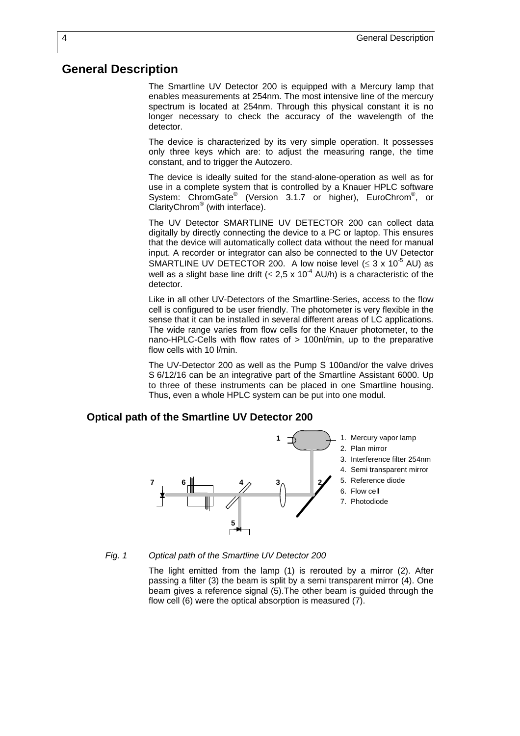# General Description

The Smartline UV Detector 200 is equipped with a Mercury lamp that enables measurements at 254nm. The most intensive line of the mercury spectrum is located at 254nm. Through this physical constant it is no longer necessary to check the accuracy of the wavelength of the detector.

The device is characterized by its very simple operation. It possesses only three keys which are: to adjust the measuring range, the time constant, and to trigger the Autozero.

The device is ideally suited for the stand-alone-operation as well as for use in a complete system that is controlled by a Knauer HPLC software System: ChromGate® (Version 3.1.7 or higher), EuroChrom®, or ClarityChrom® (with interface).

The UV Detector SMARTLINE UV DETECTOR 200 can collect data digitally by directly connecting the device to a PC or laptop. This ensures that the device will automatically collect data without the need for manual input. A recorder or integrator can also be connected to the UV Detector SMARTLINE UV DETECTOR 200. A low noise level ($\leq 3 \times 10^{-5}$ AU) as well as a slight base line drift ($\leq 2{,}5 \times 10^{-4}$ AU/h) is a characteristic of the detector.

Like in all other UV-Detectors of the Smartline-Series, access to the flow cell is configured to be user friendly. The photometer is very flexible in the sense that it can be installed in several different areas of LC applications. The wide range varies from flow cells for the Knauer photometer, to the nano-HPLC-Cells with flow rates of > 100nl/min, up to the preparative flow cells with 10 l/min.

The UV-Detector 200 as well as the Pump S 100and/or the valve drives S 6/12/16 can be an integrative part of the Smartline Assistant 6000. Up to three of these instruments can be placed in one Smartline housing. Thus, even a whole HPLC system can be put into one modul.

## Optical path of the Smartline UV Detector 200

1. Mercury vapor lamp
2. Plan mirror
3. Interference filter 254nm
4. Semi transparent mirror
5. Reference diode
6. Flow cell
7. Photodiode

*Fig. 1 Optical path of the Smartline UV Detector 200*

The light emitted from the lamp (1) is rerouted by a mirror (2). After passing a filter (3) the beam is split by a semi transparent mirror (4). One beam gives a reference signal (5).The other beam is guided through the flow cell (6) were the optical absorption is measured (7).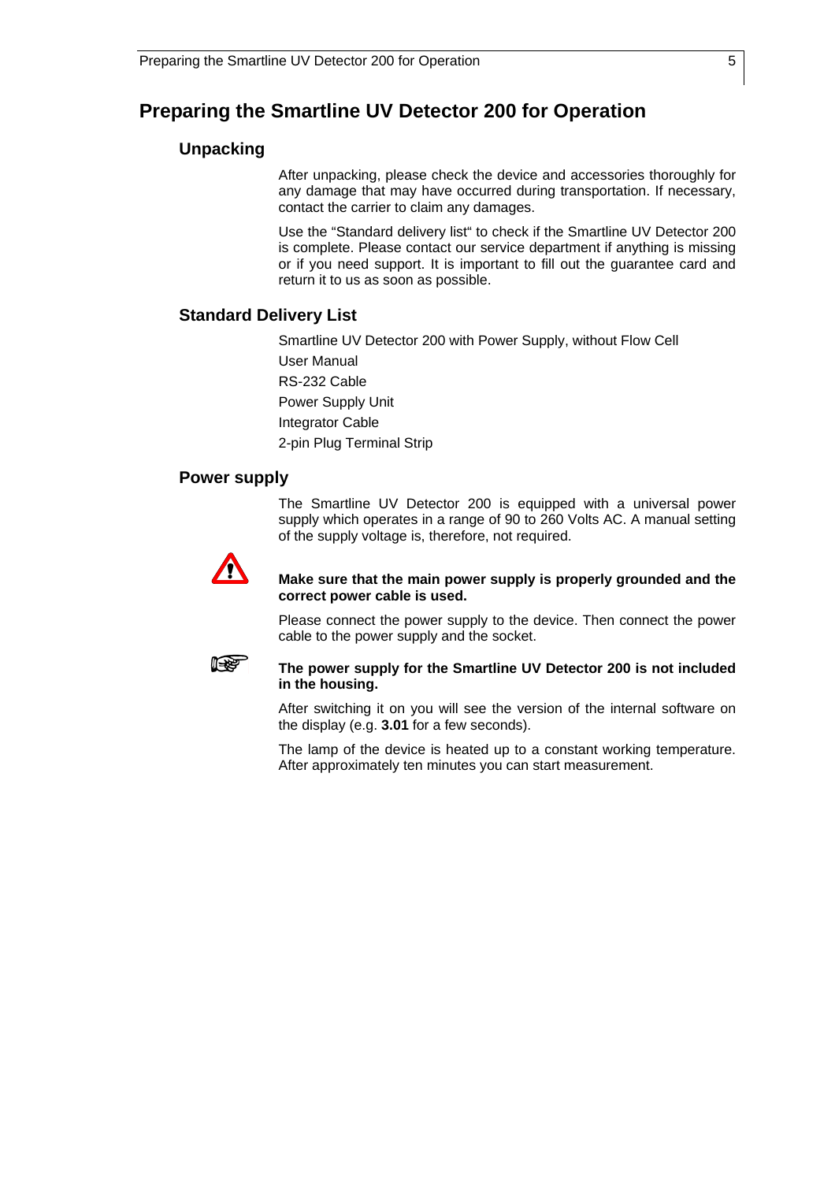# Preparing the Smartline UV Detector 200 for Operation

## Unpacking

After unpacking, please check the device and accessories thoroughly for any damage that may have occurred during transportation. If necessary, contact the carrier to claim any damages.

Use the "Standard delivery list" to check if the Smartline UV Detector 200 is complete. Please contact our service department if anything is missing or if you need support. It is important to fill out the guarantee card and return it to us as soon as possible.

## Standard Delivery List

Smartline UV Detector 200 with Power Supply, without Flow Cell

User Manual

RS-232 Cable

Power Supply Unit

Integrator Cable

2-pin Plug Terminal Strip

## Power supply

The Smartline UV Detector 200 is equipped with a universal power supply which operates in a range of 90 to 260 Volts AC. A manual setting of the supply voltage is, therefore, not required.

**Make sure that the main power supply is properly grounded and the correct power cable is used.**

Please connect the power supply to the device. Then connect the power cable to the power supply and the socket.

**The power supply for the Smartline UV Detector 200 is not included in the housing.**

After switching it on you will see the version of the internal software on the display (e.g. **3.01** for a few seconds).

The lamp of the device is heated up to a constant working temperature. After approximately ten minutes you can start measurement.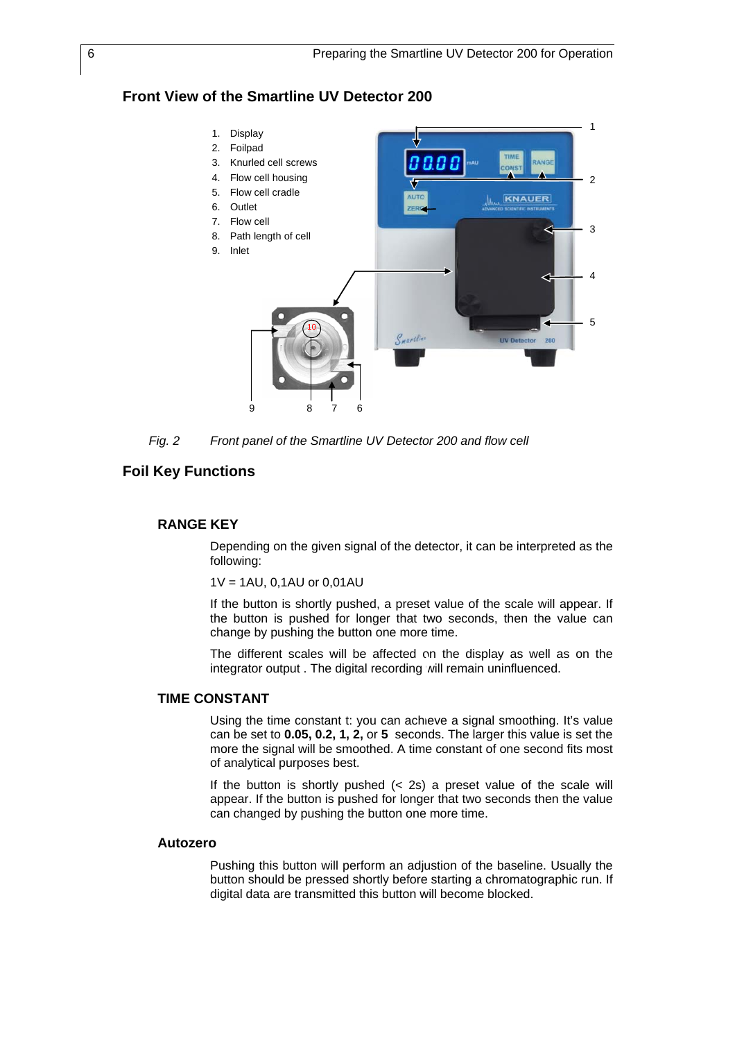## Front View of the Smartline UV Detector 200

1. Display
2. Foilpad
3. Knurled cell screws
4. Flow cell housing
5. Flow cell cradle
6. Outlet
7. Flow cell
8. Path length of cell
9. Inlet

*Fig. 2 Front panel of the Smartline UV Detector 200 and flow cell*

## Foil Key Functions

### RANGE KEY

Depending on the given signal of the detector, it can be interpreted as the following:

1V = 1AU, 0,1AU or 0,01AU

If the button is shortly pushed, a preset value of the scale will appear. If the button is pushed for longer that two seconds, then the value can change by pushing the button one more time.

The different scales will be affected on the display as well as on the integrator output . The digital recording will remain uninfluenced.

### TIME CONSTANT

Using the time constant t: you can achieve a signal smoothing. It's value can be set to **0.05, 0.2, 1, 2,** or **5** seconds. The larger this value is set the more the signal will be smoothed. A time constant of one second fits most of analytical purposes best.

If the button is shortly pushed (< 2s) a preset value of the scale will appear. If the button is pushed for longer that two seconds then the value can changed by pushing the button one more time.

### Autozero

Pushing this button will perform an adjustion of the baseline. Usually the button should be pressed shortly before starting a chromatographic run. If digital data are transmitted this button will become blocked.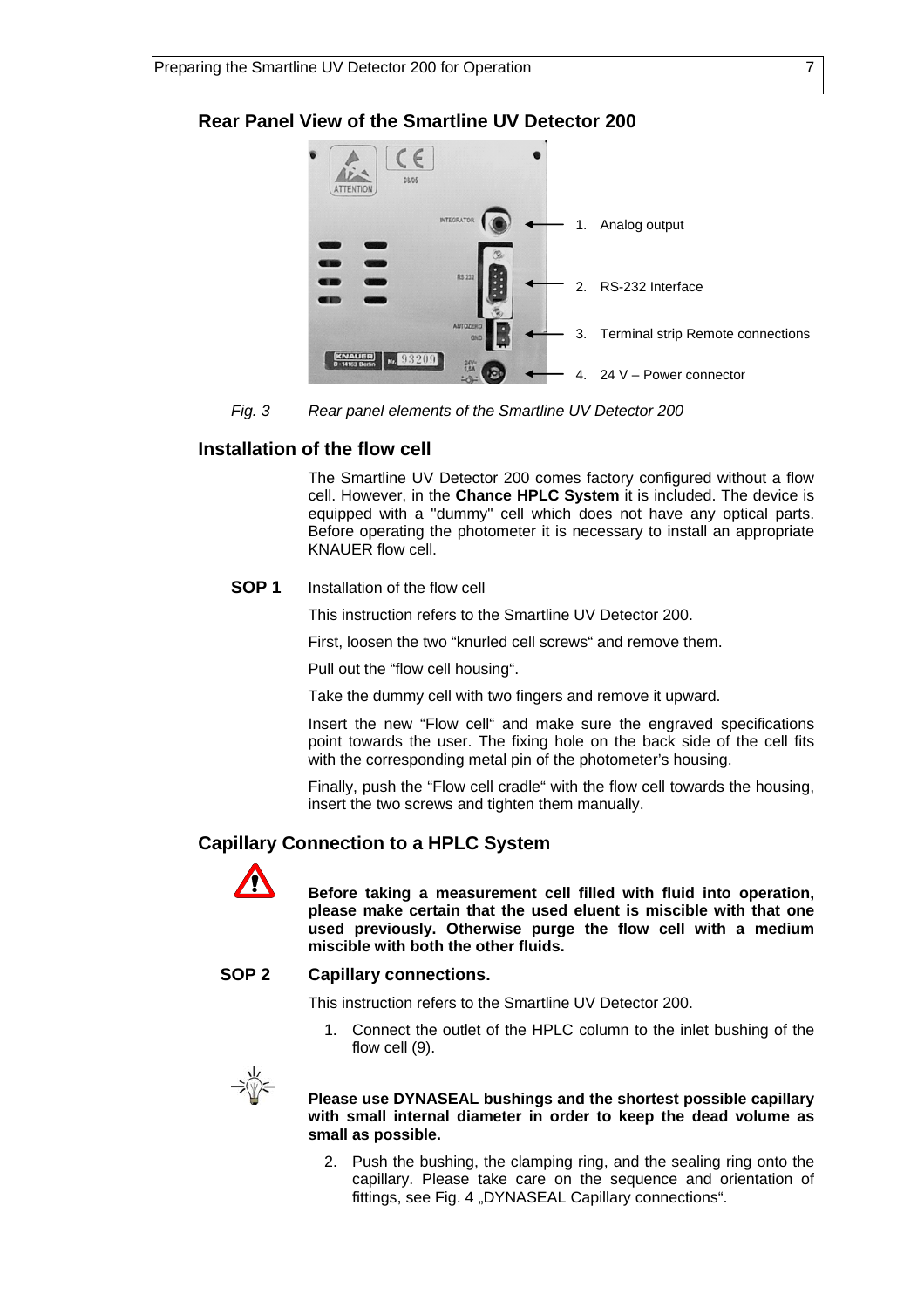## Rear Panel View of the Smartline UV Detector 200

1. Analog output
2. RS-232 Interface
3. Terminal strip Remote connections
4. 24 V – Power connector

*Fig. 3 Rear panel elements of the Smartline UV Detector 200*

## Installation of the flow cell

The Smartline UV Detector 200 comes factory configured without a flow cell. However, in the **Chance HPLC System** it is included. The device is equipped with a "dummy" cell which does not have any optical parts. Before operating the photometer it is necessary to install an appropriate KNAUER flow cell.

**SOP 1** Installation of the flow cell

This instruction refers to the Smartline UV Detector 200.

First, loosen the two “knurled cell screws“ and remove them.

Pull out the “flow cell housing“.

Take the dummy cell with two fingers and remove it upward.

Insert the new “Flow cell“ and make sure the engraved specifications point towards the user. The fixing hole on the back side of the cell fits with the corresponding metal pin of the photometer’s housing.

Finally, push the “Flow cell cradle“ with the flow cell towards the housing, insert the two screws and tighten them manually.

## Capillary Connection to a HPLC System

**Before taking a measurement cell filled with fluid into operation, please make certain that the used eluent is miscible with that one used previously. Otherwise purge the flow cell with a medium miscible with both the other fluids.**

**SOP 2** **Capillary connections.**

This instruction refers to the Smartline UV Detector 200.

1. Connect the outlet of the HPLC column to the inlet bushing of the flow cell (9).

**Please use DYNASEAL bushings and the shortest possible capillary with small internal diameter in order to keep the dead volume as small as possible.**

2. Push the bushing, the clamping ring, and the sealing ring onto the capillary. Please take care on the sequence and orientation of fittings, see Fig. 4 „DYNASEAL Capillary connections“.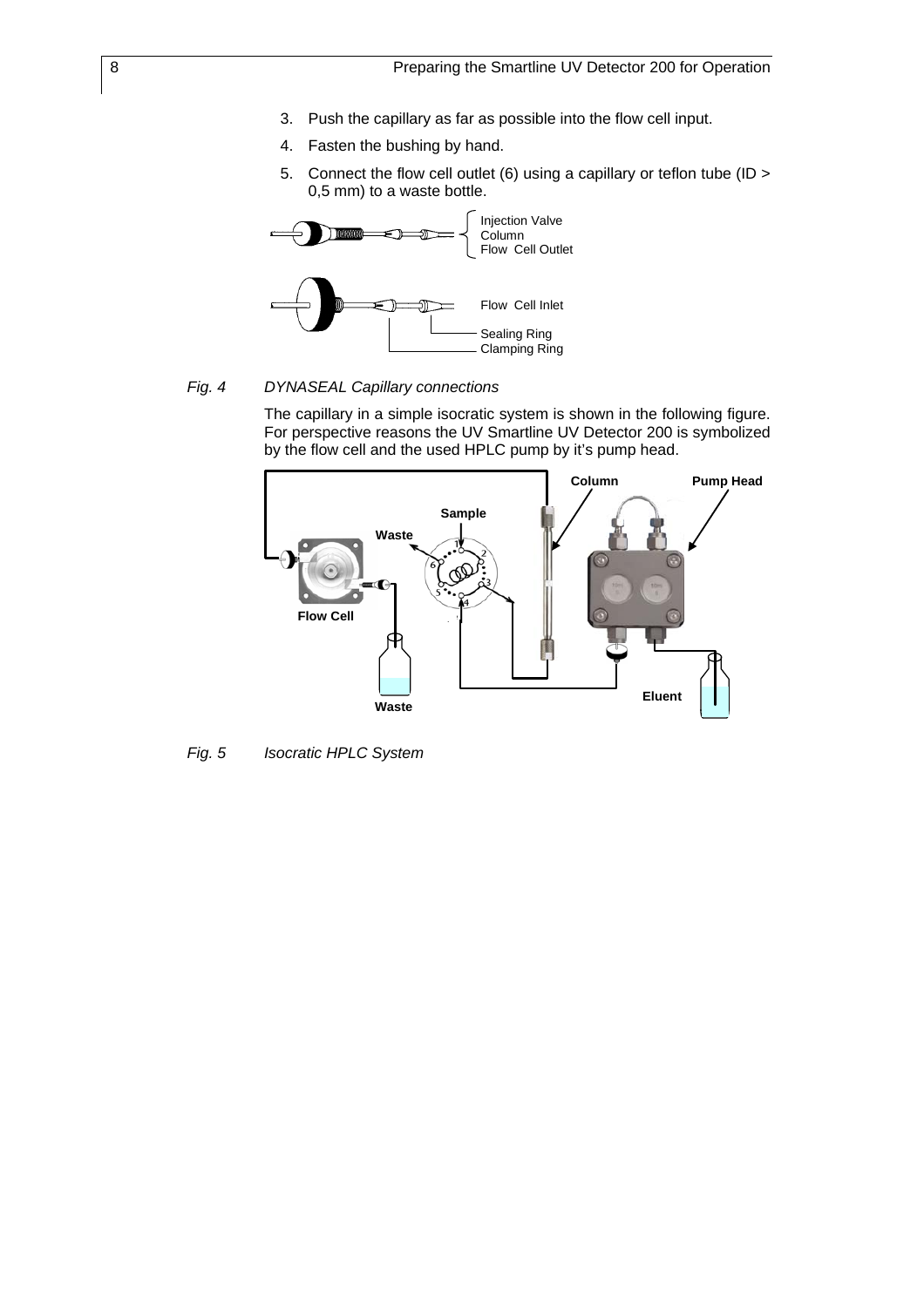3. Push the capillary as far as possible into the flow cell input.
4. Fasten the bushing by hand.
5. Connect the flow cell outlet (6) using a capillary or teflon tube (ID > 0,5 mm) to a waste bottle.

*Fig. 4 DYNASEAL Capillary connections*

The capillary in a simple isocratic system is shown in the following figure. For perspective reasons the UV Smartline UV Detector 200 is symbolized by the flow cell and the used HPLC pump by it's pump head.

*Fig. 5 Isocratic HPLC System*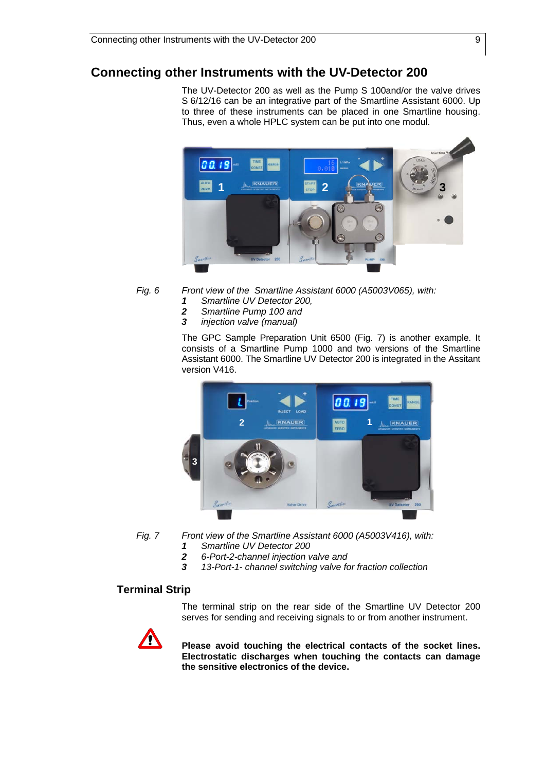# Connecting other Instruments with the UV-Detector 200

The UV-Detector 200 as well as the Pump S 100and/or the valve drives S 6/12/16 can be an integrative part of the Smartline Assistant 6000. Up to three of these instruments can be placed in one Smartline housing. Thus, even a whole HPLC system can be put into one modul.

*Fig. 6* *Front view of the  Smartline Assistant 6000 (A5003V065), with:*
***1*** *Smartline UV Detector 200,*
***2*** *Smartline Pump 100 and*
***3*** *injection valve (manual)*

The GPC Sample Preparation Unit 6500 (Fig. 7) is another example. It consists of a Smartline Pump 1000 and two versions of the Smartline Assistant 6000. The Smartline UV Detector 200 is integrated in the Assitant version V416.

*Fig. 7* *Front view of the Smartline Assistant 6000 (A5003V416), with:*
***1*** *Smartline UV Detector 200*
***2*** *6-Port-2-channel injection valve and*
***3*** *13-Port-1- channel switching valve for fraction collection*

## Terminal Strip

The terminal strip on the rear side of the Smartline UV Detector 200 serves for sending and receiving signals to or from another instrument.

**Please avoid touching the electrical contacts of the socket lines. Electrostatic discharges when touching the contacts can damage the sensitive electronics of the device.**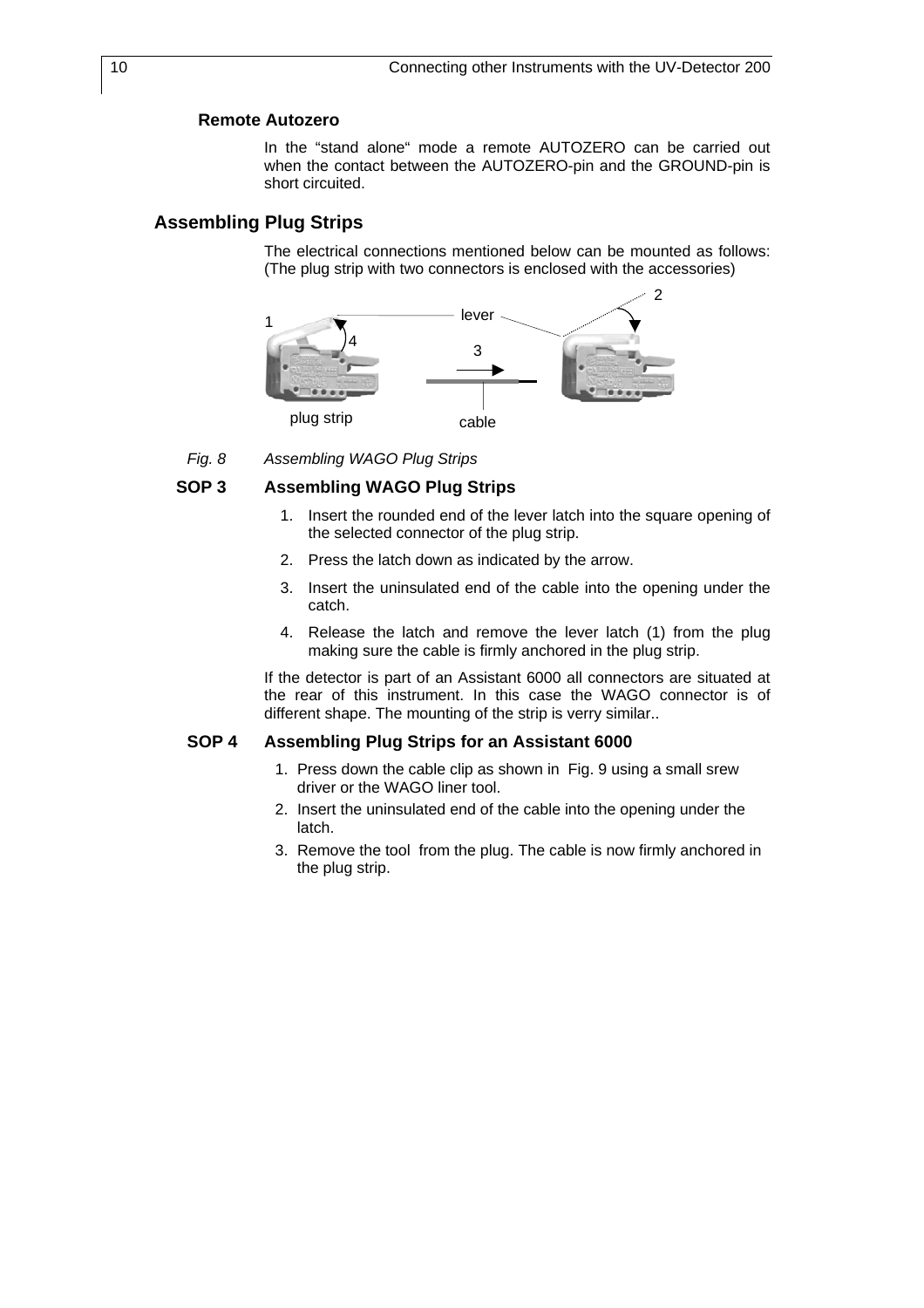### Remote Autozero

In the “stand alone“ mode a remote AUTOZERO can be carried out when the contact between the AUTOZERO-pin and the GROUND-pin is short circuited.

## Assembling Plug Strips

The electrical connections mentioned below can be mounted as follows: (The plug strip with two connectors is enclosed with the accessories)

*Fig. 8 Assembling WAGO Plug Strips*

### SOP 3 Assembling WAGO Plug Strips

1. Insert the rounded end of the lever latch into the square opening of the selected connector of the plug strip.
2. Press the latch down as indicated by the arrow.
3. Insert the uninsulated end of the cable into the opening under the catch.
4. Release the latch and remove the lever latch (1) from the plug making sure the cable is firmly anchored in the plug strip.

If the detector is part of an Assistant 6000 all connectors are situated at the rear of this instrument. In this case the WAGO connector is of different shape. The mounting of the strip is verry similar..

### SOP 4 Assembling Plug Strips for an Assistant 6000

1. Press down the cable clip as shown in Fig. 9 using a small srew driver or the WAGO liner tool.
2. Insert the uninsulated end of the cable into the opening under the latch.
3. Remove the tool from the plug. The cable is now firmly anchored in the plug strip.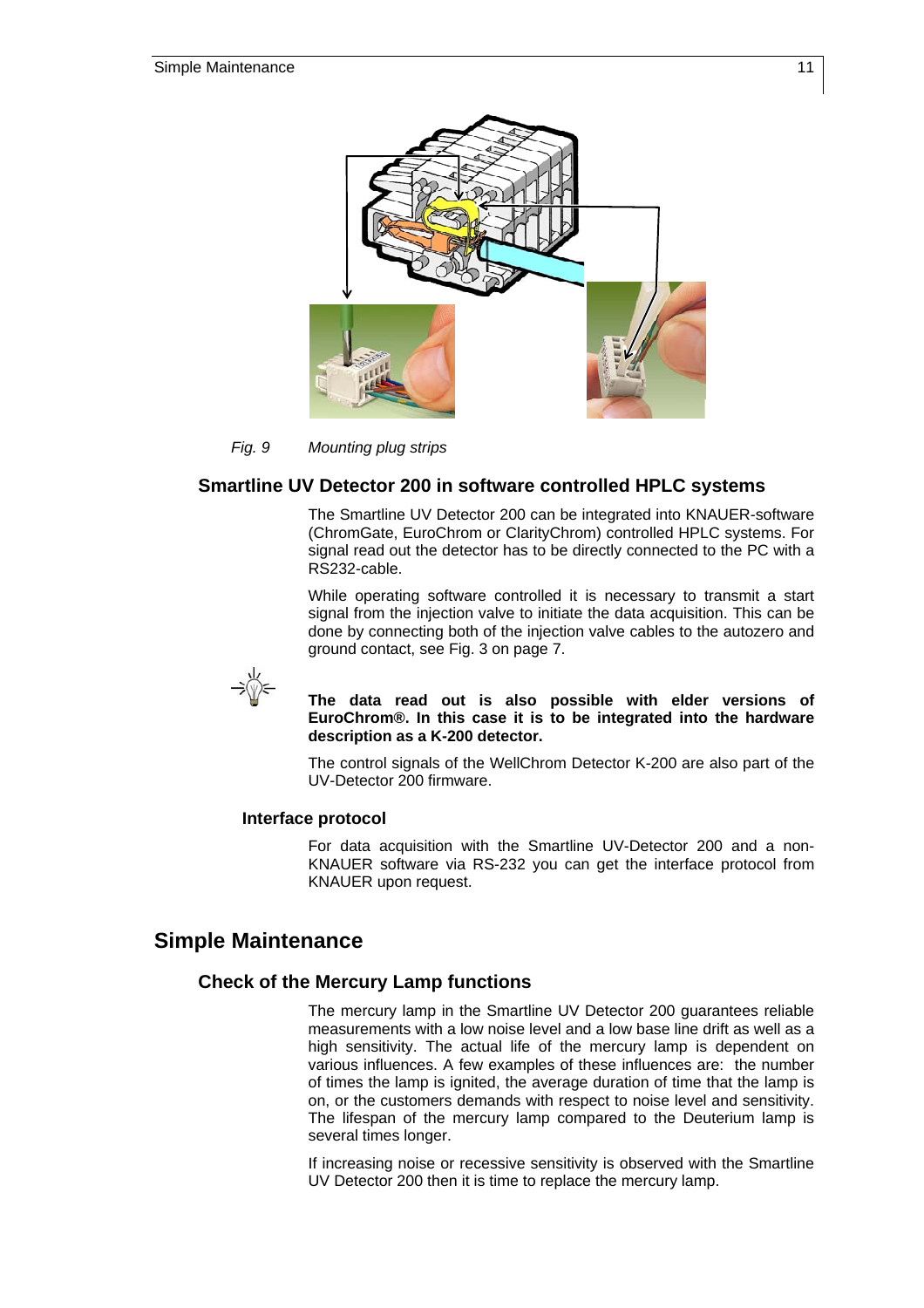*Fig. 9 Mounting plug strips*

## Smartline UV Detector 200 in software controlled HPLC systems

The Smartline UV Detector 200 can be integrated into KNAUER-software (ChromGate, EuroChrom or ClarityChrom) controlled HPLC systems. For signal read out the detector has to be directly connected to the PC with a RS232-cable.

While operating software controlled it is necessary to transmit a start signal from the injection valve to initiate the data acquisition. This can be done by connecting both of the injection valve cables to the autozero and ground contact, see Fig. 3 on page 7.

**The data read out is also possible with elder versions of EuroChrom®. In this case it is to be integrated into the hardware description as a K-200 detector.**

The control signals of the WellChrom Detector K-200 are also part of the UV-Detector 200 firmware.

### Interface protocol

For data acquisition with the Smartline UV-Detector 200 and a non-KNAUER software via RS-232 you can get the interface protocol from KNAUER upon request.

# Simple Maintenance

## Check of the Mercury Lamp functions

The mercury lamp in the Smartline UV Detector 200 guarantees reliable measurements with a low noise level and a low base line drift as well as a high sensitivity. The actual life of the mercury lamp is dependent on various influences. A few examples of these influences are: the number of times the lamp is ignited, the average duration of time that the lamp is on, or the customers demands with respect to noise level and sensitivity. The lifespan of the mercury lamp compared to the Deuterium lamp is several times longer.

If increasing noise or recessive sensitivity is observed with the Smartline UV Detector 200 then it is time to replace the mercury lamp.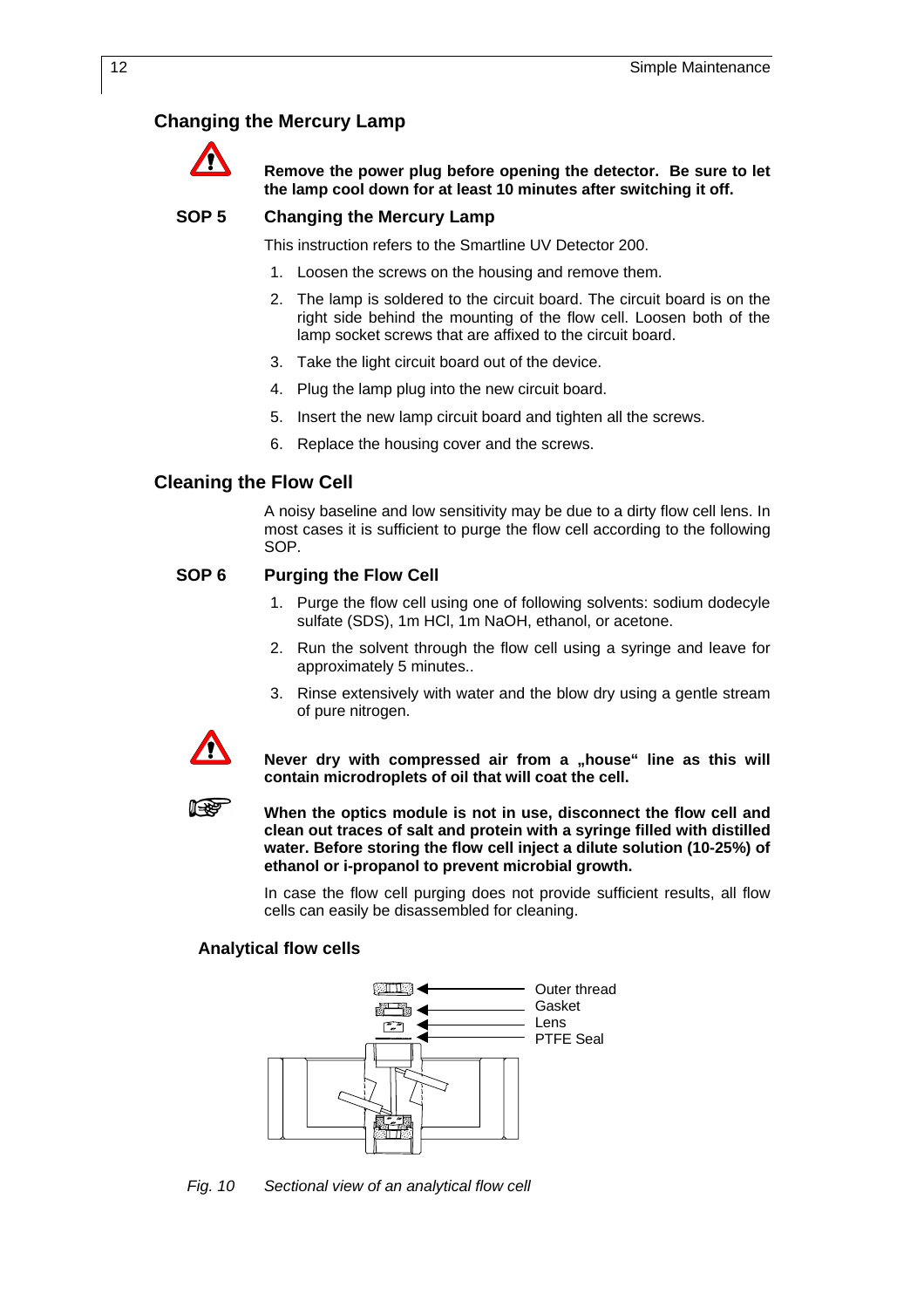## Changing the Mercury Lamp

**Remove the power plug before opening the detector. Be sure to let the lamp cool down for at least 10 minutes after switching it off.**

**SOP 5 Changing the Mercury Lamp**

This instruction refers to the Smartline UV Detector 200.

1. Loosen the screws on the housing and remove them.
2. The lamp is soldered to the circuit board. The circuit board is on the right side behind the mounting of the flow cell. Loosen both of the lamp socket screws that are affixed to the circuit board.
3. Take the light circuit board out of the device.
4. Plug the lamp plug into the new circuit board.
5. Insert the new lamp circuit board and tighten all the screws.
6. Replace the housing cover and the screws.

## Cleaning the Flow Cell

A noisy baseline and low sensitivity may be due to a dirty flow cell lens. In most cases it is sufficient to purge the flow cell according to the following SOP.

**SOP 6 Purging the Flow Cell**

1. Purge the flow cell using one of following solvents: sodium dodecyle sulfate (SDS), 1m HCl, 1m NaOH, ethanol, or acetone.
2. Run the solvent through the flow cell using a syringe and leave for approximately 5 minutes..
3. Rinse extensively with water and the blow dry using a gentle stream of pure nitrogen.

**Never dry with compressed air from a „house" line as this will contain microdroplets of oil that will coat the cell.**

**When the optics module is not in use, disconnect the flow cell and clean out traces of salt and protein with a syringe filled with distilled water. Before storing the flow cell inject a dilute solution (10-25%) of ethanol or i-propanol to prevent microbial growth.**

In case the flow cell purging does not provide sufficient results, all flow cells can easily be disassembled for cleaning.

### Analytical flow cells

Outer thread
Gasket
Lens
PTFE Seal

*Fig. 10 Sectional view of an analytical flow cell*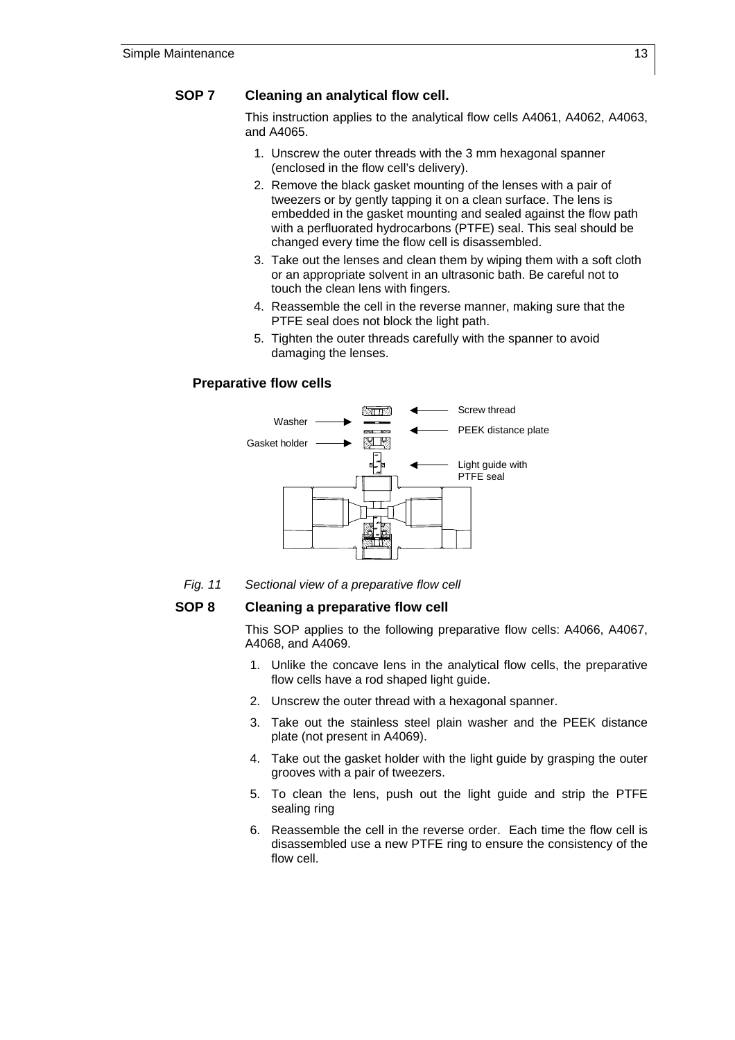## SOP 7 Cleaning an analytical flow cell.

This instruction applies to the analytical flow cells A4061, A4062, A4063, and A4065.

1. Unscrew the outer threads with the 3 mm hexagonal spanner (enclosed in the flow cell's delivery).
2. Remove the black gasket mounting of the lenses with a pair of tweezers or by gently tapping it on a clean surface. The lens is embedded in the gasket mounting and sealed against the flow path with a perfluorated hydrocarbons (PTFE) seal. This seal should be changed every time the flow cell is disassembled.
3. Take out the lenses and clean them by wiping them with a soft cloth or an appropriate solvent in an ultrasonic bath. Be careful not to touch the clean lens with fingers.
4. Reassemble the cell in the reverse manner, making sure that the PTFE seal does not block the light path.
5. Tighten the outer threads carefully with the spanner to avoid damaging the lenses.

### Preparative flow cells

Washer

Gasket holder

Screw thread

PEEK distance plate

Light guide with PTFE seal

*Fig. 11 Sectional view of a preparative flow cell*

## SOP 8 Cleaning a preparative flow cell

This SOP applies to the following preparative flow cells: A4066, A4067, A4068, and A4069.

1. Unlike the concave lens in the analytical flow cells, the preparative flow cells have a rod shaped light guide.
2. Unscrew the outer thread with a hexagonal spanner.
3. Take out the stainless steel plain washer and the PEEK distance plate (not present in A4069).
4. Take out the gasket holder with the light guide by grasping the outer grooves with a pair of tweezers.
5. To clean the lens, push out the light guide and strip the PTFE sealing ring
6. Reassemble the cell in the reverse order. Each time the flow cell is disassembled use a new PTFE ring to ensure the consistency of the flow cell.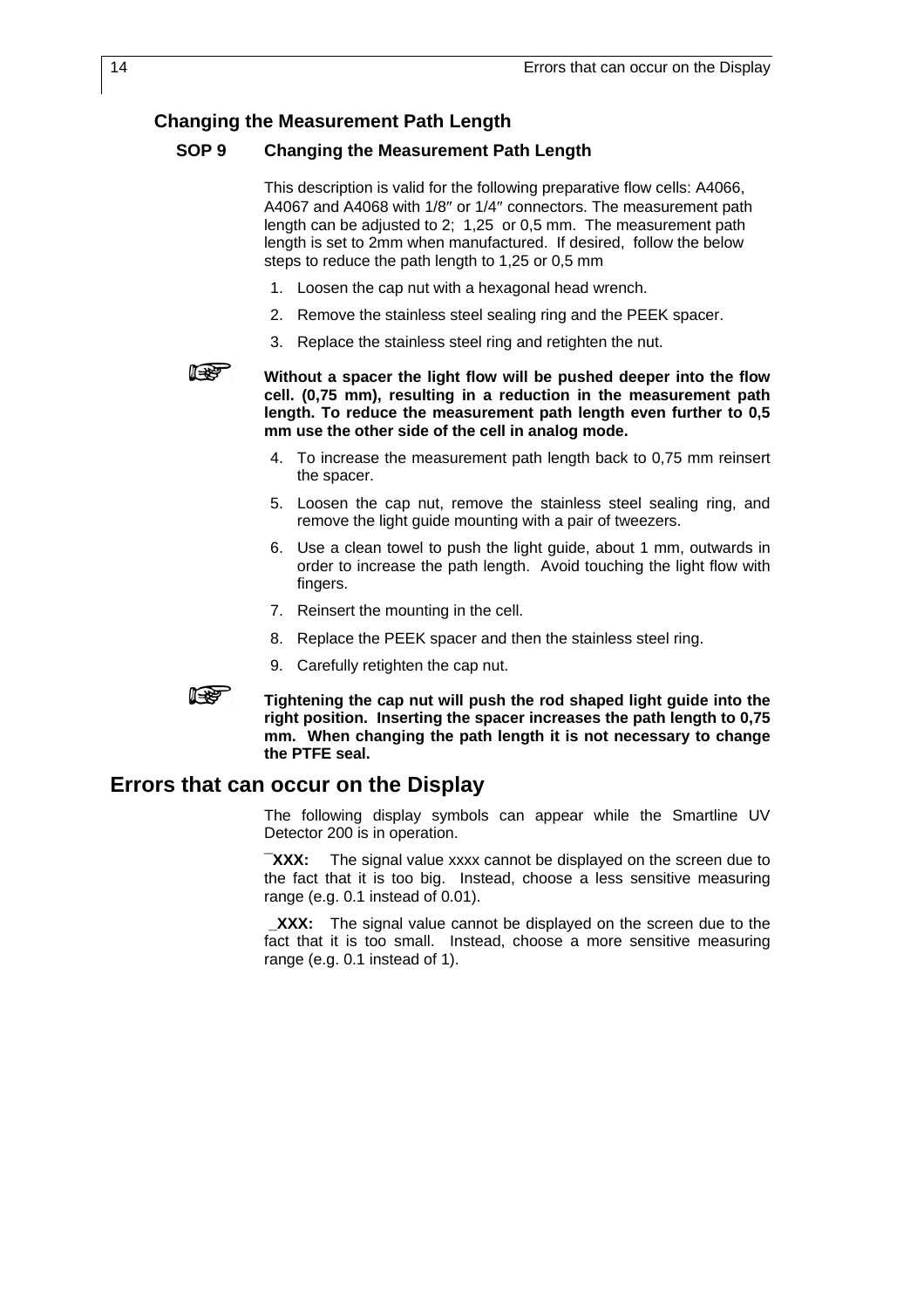## Changing the Measurement Path Length

### SOP 9 Changing the Measurement Path Length

This description is valid for the following preparative flow cells: A4066, A4067 and A4068 with 1/8″ or 1/4″ connectors. The measurement path length can be adjusted to 2; 1,25 or 0,5 mm. The measurement path length is set to 2mm when manufactured. If desired, follow the below steps to reduce the path length to 1,25 or 0,5 mm

1. Loosen the cap nut with a hexagonal head wrench.
2. Remove the stainless steel sealing ring and the PEEK spacer.
3. Replace the stainless steel ring and retighten the nut.

☞ **Without a spacer the light flow will be pushed deeper into the flow cell. (0,75 mm), resulting in a reduction in the measurement path length. To reduce the measurement path length even further to 0,5 mm use the other side of the cell in analog mode.**

4. To increase the measurement path length back to 0,75 mm reinsert the spacer.
5. Loosen the cap nut, remove the stainless steel sealing ring, and remove the light guide mounting with a pair of tweezers.
6. Use a clean towel to push the light guide, about 1 mm, outwards in order to increase the path length. Avoid touching the light flow with fingers.
7. Reinsert the mounting in the cell.
8. Replace the PEEK spacer and then the stainless steel ring.
9. Carefully retighten the cap nut.

☞ **Tightening the cap nut will push the rod shaped light guide into the right position. Inserting the spacer increases the path length to 0,75 mm. When changing the path length it is not necessary to change the PTFE seal.**

# Errors that can occur on the Display

The following display symbols can appear while the Smartline UV Detector 200 is in operation.

**¯XXX:** The signal value xxxx cannot be displayed on the screen due to the fact that it is too big. Instead, choose a less sensitive measuring range (e.g. 0.1 instead of 0.01).

**_XXX:** The signal value cannot be displayed on the screen due to the fact that it is too small. Instead, choose a more sensitive measuring range (e.g. 0.1 instead of 1).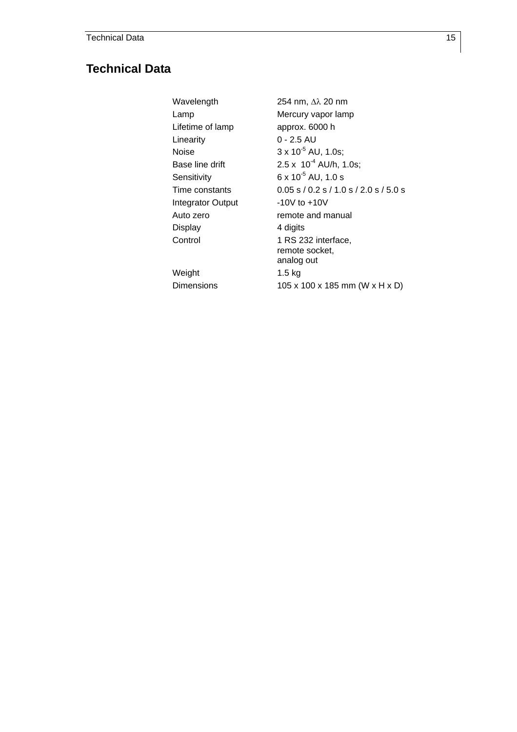# Technical Data

| | |
|---|---|
| Wavelength | 254 nm, $\Delta\lambda$ 20 nm |
| Lamp | Mercury vapor lamp |
| Lifetime of lamp | approx. 6000 h |
| Linearity | 0 - 2.5 AU |
| Noise | $3 \times 10^{-5}$ AU, 1.0s; |
| Base line drift | $2.5 \times 10^{-4}$ AU/h, 1.0s; |
| Sensitivity | $6 \times 10^{-5}$ AU, 1.0 s |
| Time constants | 0.05 s / 0.2 s / 1.0 s / 2.0 s / 5.0 s |
| Integrator Output | -10V to +10V |
| Auto zero | remote and manual |
| Display | 4 digits |
| Control | 1 RS 232 interface, remote socket, analog out |
| Weight | 1.5 kg |
| Dimensions | 105 x 100 x 185 mm (W x H x D) |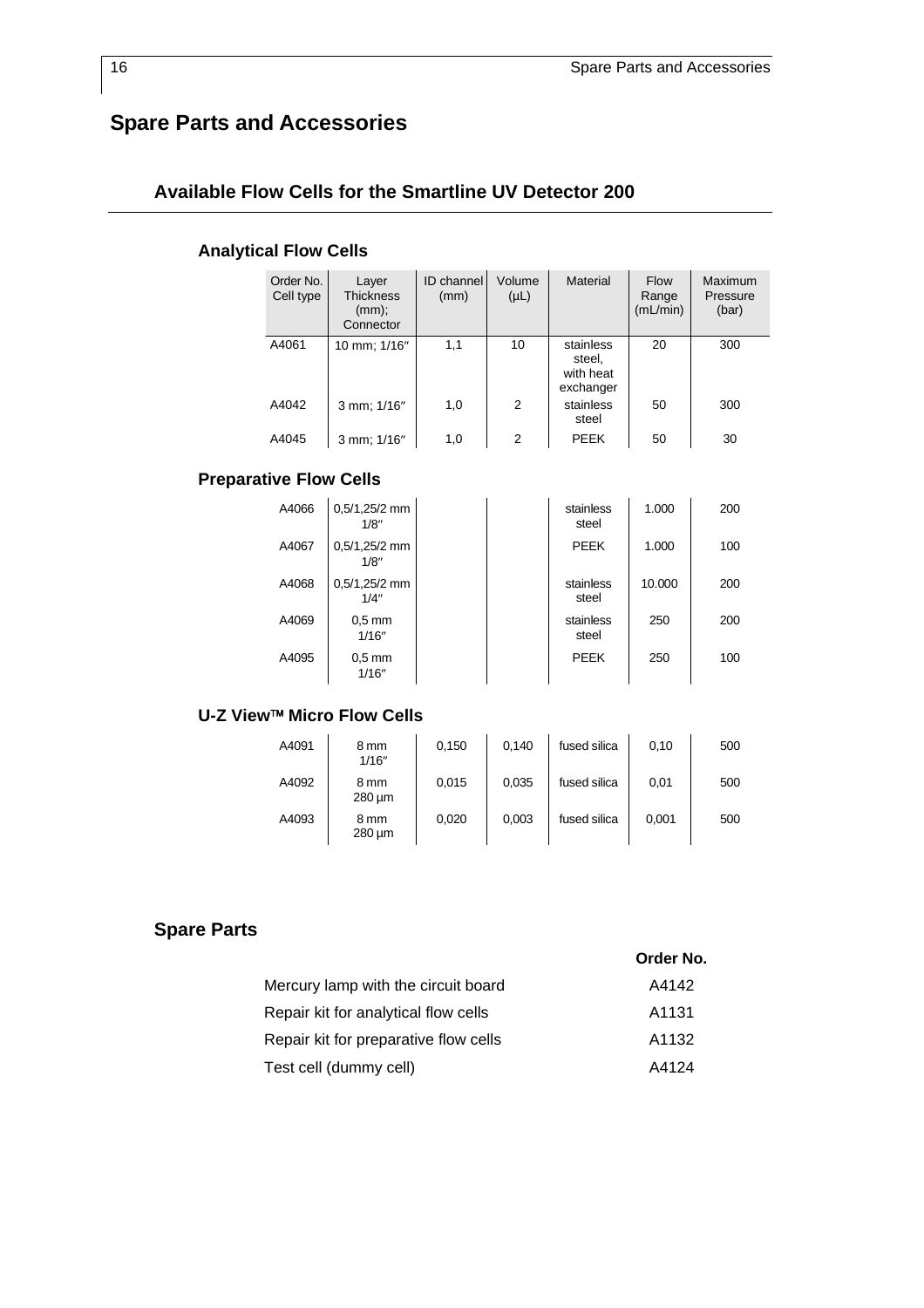# Spare Parts and Accessories

## Available Flow Cells for the Smartline UV Detector 200

### Analytical Flow Cells

| Order No. Cell type | Layer Thickness (mm); Connector | ID channel (mm) | Volume (µL) | Material | Flow Range (mL/min) | Maximum Pressure (bar) |
|---|---|---|---|---|---|---|
| A4061 | 10 mm; 1/16″ | 1,1 | 10 | stainless steel, with heat exchanger | 20 | 300 |
| A4042 | 3 mm; 1/16″ | 1,0 | 2 | stainless steel | 50 | 300 |
| A4045 | 3 mm; 1/16″ | 1,0 | 2 | PEEK | 50 | 30 |

### Preparative Flow Cells

| Order No. Cell type | Layer Thickness (mm); Connector | ID channel (mm) | Volume (µL) | Material | Flow Range (mL/min) | Maximum Pressure (bar) |
|---|---|---|---|---|---|---|
| A4066 | 0,5/1,25/2 mm 1/8″ | | | stainless steel | 1.000 | 200 |
| A4067 | 0,5/1,25/2 mm 1/8″ | | | PEEK | 1.000 | 100 |
| A4068 | 0,5/1,25/2 mm 1/4″ | | | stainless steel | 10.000 | 200 |
| A4069 | 0,5 mm 1/16″ | | | stainless steel | 250 | 200 |
| A4095 | 0,5 mm 1/16″ | | | PEEK | 250 | 100 |

### U-Z View™ Micro Flow Cells

| Order No. Cell type | Layer Thickness (mm); Connector | ID channel (mm) | Volume (µL) | Material | Flow Range (mL/min) | Maximum Pressure (bar) |
|---|---|---|---|---|---|---|
| A4091 | 8 mm 1/16″ | 0,150 | 0,140 | fused silica | 0,10 | 500 |
| A4092 | 8 mm 280 µm | 0,015 | 0,035 | fused silica | 0,01 | 500 |
| A4093 | 8 mm 280 µm | 0,020 | 0,003 | fused silica | 0,001 | 500 |

## Spare Parts

| | Order No. |
|---|---|
| Mercury lamp with the circuit board | A4142 |
| Repair kit for analytical flow cells | A1131 |
| Repair kit for preparative flow cells | A1132 |
| Test cell (dummy cell) | A4124 |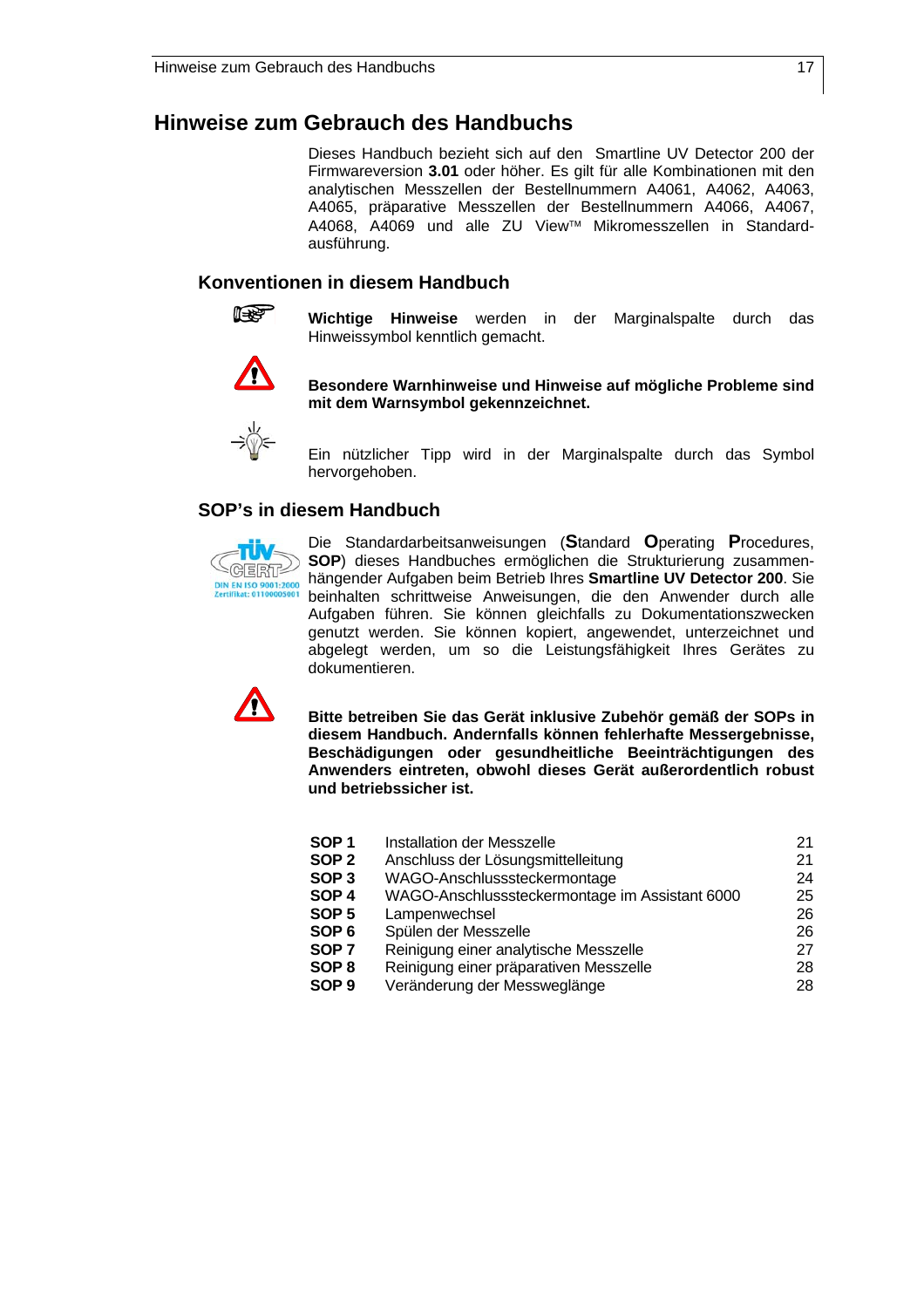# Hinweise zum Gebrauch des Handbuchs

Dieses Handbuch bezieht sich auf den Smartline UV Detector 200 der Firmwareversion **3.01** oder höher. Es gilt für alle Kombinationen mit den analytischen Messzellen der Bestellnummern A4061, A4062, A4063, A4065, präparative Messzellen der Bestellnummern A4066, A4067, A4068, A4069 und alle ZU View™ Mikromesszellen in Standardausführung.

## Konventionen in diesem Handbuch

**Wichtige Hinweise** werden in der Marginalspalte durch das Hinweissymbol kenntlich gemacht.

**Besondere Warnhinweise und Hinweise auf mögliche Probleme sind mit dem Warnsymbol gekennzeichnet.**

Ein nützlicher Tipp wird in der Marginalspalte durch das Symbol hervorgehoben.

## SOP's in diesem Handbuch

TÜV CERT DIN EN ISO 9001:2000 Zertifikat: 01100005001

Die Standardarbeitsanweisungen (**S**tandard **O**perating **P**rocedures, **SOP**) dieses Handbuches ermöglichen die Strukturierung zusammenhängender Aufgaben beim Betrieb Ihres **Smartline UV Detector 200**. Sie beinhalten schrittweise Anweisungen, die den Anwender durch alle Aufgaben führen. Sie können gleichfalls zu Dokumentationszwecken genutzt werden. Sie können kopiert, angewendet, unterzeichnet und abgelegt werden, um so die Leistungsfähigkeit Ihres Gerätes zu dokumentieren.

**Bitte betreiben Sie das Gerät inklusive Zubehör gemäß der SOPs in diesem Handbuch. Andernfalls können fehlerhafte Messergebnisse, Beschädigungen oder gesundheitliche Beeinträchtigungen des Anwenders eintreten, obwohl dieses Gerät außerordentlich robust und betriebssicher ist.**

| | | |
|---|---|---|
| **SOP 1** | Installation der Messzelle | 21 |
| **SOP 2** | Anschluss der Lösungsmittelleitung | 21 |
| **SOP 3** | WAGO-Anschlusssteckermontage | 24 |
| **SOP 4** | WAGO-Anschlusssteckermontage im Assistant 6000 | 25 |
| **SOP 5** | Lampenwechsel | 26 |
| **SOP 6** | Spülen der Messzelle | 26 |
| **SOP 7** | Reinigung einer analytische Messzelle | 27 |
| **SOP 8** | Reinigung einer präparativen Messzelle | 28 |
| **SOP 9** | Veränderung der Messweglänge | 28 |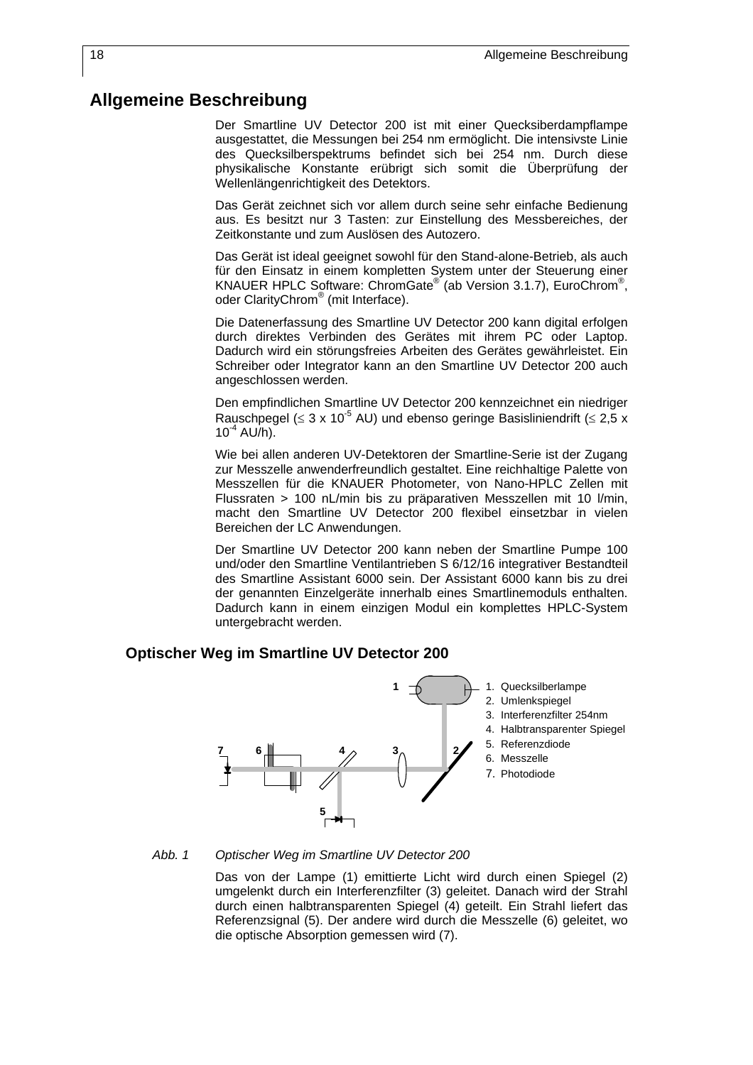# Allgemeine Beschreibung

Der Smartline UV Detector 200 ist mit einer Quecksiberdampflampe ausgestattet, die Messungen bei 254 nm ermöglicht. Die intensivste Linie des Quecksilberspektrums befindet sich bei 254 nm. Durch diese physikalische Konstante erübrigt sich somit die Überprüfung der Wellenlängenrichtigkeit des Detektors.

Das Gerät zeichnet sich vor allem durch seine sehr einfache Bedienung aus. Es besitzt nur 3 Tasten: zur Einstellung des Messbereiches, der Zeitkonstante und zum Auslösen des Autozero.

Das Gerät ist ideal geeignet sowohl für den Stand-alone-Betrieb, als auch für den Einsatz in einem kompletten System unter der Steuerung einer KNAUER HPLC Software: ChromGate® (ab Version 3.1.7), EuroChrom®, oder ClarityChrom® (mit Interface).

Die Datenerfassung des Smartline UV Detector 200 kann digital erfolgen durch direktes Verbinden des Gerätes mit ihrem PC oder Laptop. Dadurch wird ein störungsfreies Arbeiten des Gerätes gewährleistet. Ein Schreiber oder Integrator kann an den Smartline UV Detector 200 auch angeschlossen werden.

Den empfindlichen Smartline UV Detector 200 kennzeichnet ein niedriger Rauschpegel ($\leq 3 \times 10^{-5}$ AU) und ebenso geringe Basisliniendrift ($\leq 2{,}5 \times 10^{-4}$ AU/h).

Wie bei allen anderen UV-Detektoren der Smartline-Serie ist der Zugang zur Messzelle anwenderfreundlich gestaltet. Eine reichhaltige Palette von Messzellen für die KNAUER Photometer, von Nano-HPLC Zellen mit Flussraten > 100 nL/min bis zu präparativen Messzellen mit 10 l/min, macht den Smartline UV Detector 200 flexibel einsetzbar in vielen Bereichen der LC Anwendungen.

Der Smartline UV Detector 200 kann neben der Smartline Pumpe 100 und/oder den Smartline Ventilantrieben S 6/12/16 integrativer Bestandteil des Smartline Assistant 6000 sein. Der Assistant 6000 kann bis zu drei der genannten Einzelgeräte innerhalb eines Smartlinemoduls enthalten. Dadurch kann in einem einzigen Modul ein komplettes HPLC-System untergebracht werden.

## Optischer Weg im Smartline UV Detector 200

1. Quecksilberlampe
2. Umlenkspiegel
3. Interferenzfilter 254nm
4. Halbtransparenter Spiegel
5. Referenzdiode
6. Messzelle
7. Photodiode

*Abb. 1 Optischer Weg im Smartline UV Detector 200*

Das von der Lampe (1) emittierte Licht wird durch einen Spiegel (2) umgelenkt durch ein Interferenzfilter (3) geleitet. Danach wird der Strahl durch einen halbtransparenten Spiegel (4) geteilt. Ein Strahl liefert das Referenzsignal (5). Der andere wird durch die Messzelle (6) geleitet, wo die optische Absorption gemessen wird (7).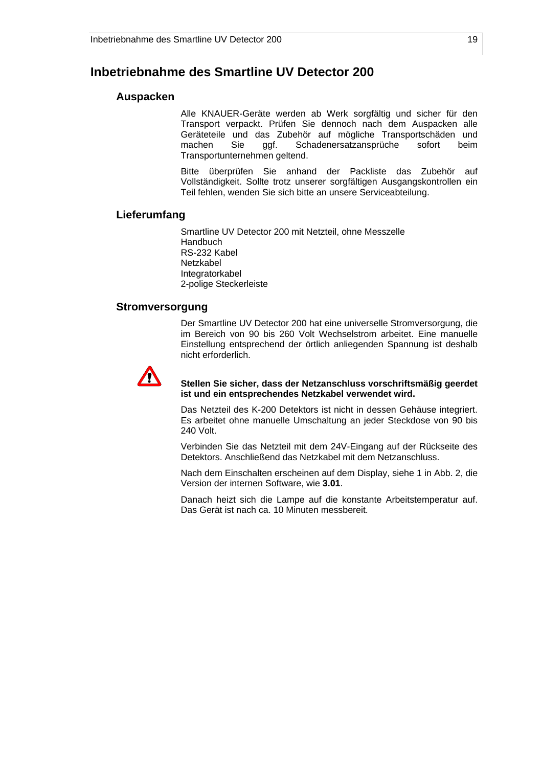# Inbetriebnahme des Smartline UV Detector 200

## Auspacken

Alle KNAUER-Geräte werden ab Werk sorgfältig und sicher für den Transport verpackt. Prüfen Sie dennoch nach dem Auspacken alle Geräteteile und das Zubehör auf mögliche Transportschäden und machen Sie ggf. Schadenersatzansprüche sofort beim Transportunternehmen geltend.

Bitte überprüfen Sie anhand der Packliste das Zubehör auf Vollständigkeit. Sollte trotz unserer sorgfältigen Ausgangskontrollen ein Teil fehlen, wenden Sie sich bitte an unsere Serviceabteilung.

## Lieferumfang

Smartline UV Detector 200 mit Netzteil, ohne Messzelle
Handbuch
RS-232 Kabel
Netzkabel
Integratorkabel
2-polige Steckerleiste

## Stromversorgung

Der Smartline UV Detector 200 hat eine universelle Stromversorgung, die im Bereich von 90 bis 260 Volt Wechselstrom arbeitet. Eine manuelle Einstellung entsprechend der örtlich anliegenden Spannung ist deshalb nicht erforderlich.

**Stellen Sie sicher, dass der Netzanschluss vorschriftsmäßig geerdet ist und ein entsprechendes Netzkabel verwendet wird.**

Das Netzteil des K-200 Detektors ist nicht in dessen Gehäuse integriert. Es arbeitet ohne manuelle Umschaltung an jeder Steckdose von 90 bis 240 Volt.

Verbinden Sie das Netzteil mit dem 24V-Eingang auf der Rückseite des Detektors. Anschließend das Netzkabel mit dem Netzanschluss.

Nach dem Einschalten erscheinen auf dem Display, siehe 1 in Abb. 2, die Version der internen Software, wie **3.01**.

Danach heizt sich die Lampe auf die konstante Arbeitstemperatur auf. Das Gerät ist nach ca. 10 Minuten messbereit.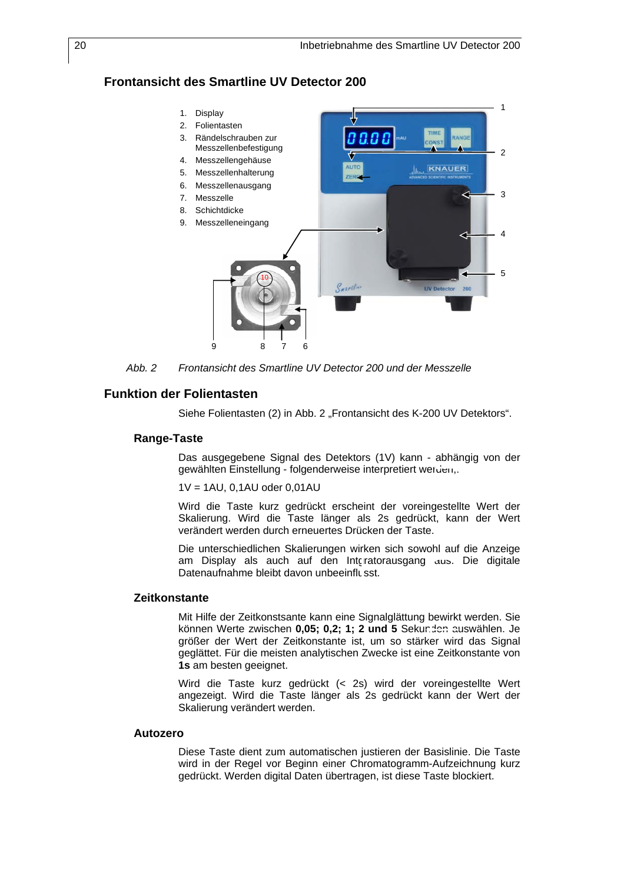## Frontansicht des Smartline UV Detector 200

1. Display
2. Folientasten
3. Rändelschrauben zur Messzellenbefestigung
4. Messzellengehäuse
5. Messzellenhalterung
6. Messzellenausgang
7. Messzelle
8. Schichtdicke
9. Messzelleneingang

*Abb. 2 Frontansicht des Smartline UV Detector 200 und der Messzelle*

## Funktion der Folientasten

Siehe Folientasten (2) in Abb. 2 „Frontansicht des K-200 UV Detektors".

### Range-Taste

Das ausgegebene Signal des Detektors (1V) kann - abhängig von der gewählten Einstellung - folgenderweise interpretiert werden,.

1V = 1AU, 0,1AU oder 0,01AU

Wird die Taste kurz gedrückt erscheint der voreingestellte Wert der Skalierung. Wird die Taste länger als 2s gedrückt, kann der Wert verändert werden durch erneuertes Drücken der Taste.

Die unterschiedlichen Skalierungen wirken sich sowohl auf die Anzeige am Display als auch auf den Integratorausgang aus. Die digitale Datenaufnahme bleibt davon unbeeinflusst.

### Zeitkonstante

Mit Hilfe der Zeitkonstsante kann eine Signalglättung bewirkt werden. Sie können Werte zwischen **0,05; 0,2; 1; 2 und 5** Sekunden auswählen. Je größer der Wert der Zeitkonstante ist, um so stärker wird das Signal geglättet. Für die meisten analytischen Zwecke ist eine Zeitkonstante von **1s** am besten geeignet.

Wird die Taste kurz gedrückt (< 2s) wird der voreingestellte Wert angezeigt. Wird die Taste länger als 2s gedrückt kann der Wert der Skalierung verändert werden.

### Autozero

Diese Taste dient zum automatischen justieren der Basislinie. Die Taste wird in der Regel vor Beginn einer Chromatogramm-Aufzeichnung kurz gedrückt. Werden digital Daten übertragen, ist diese Taste blockiert.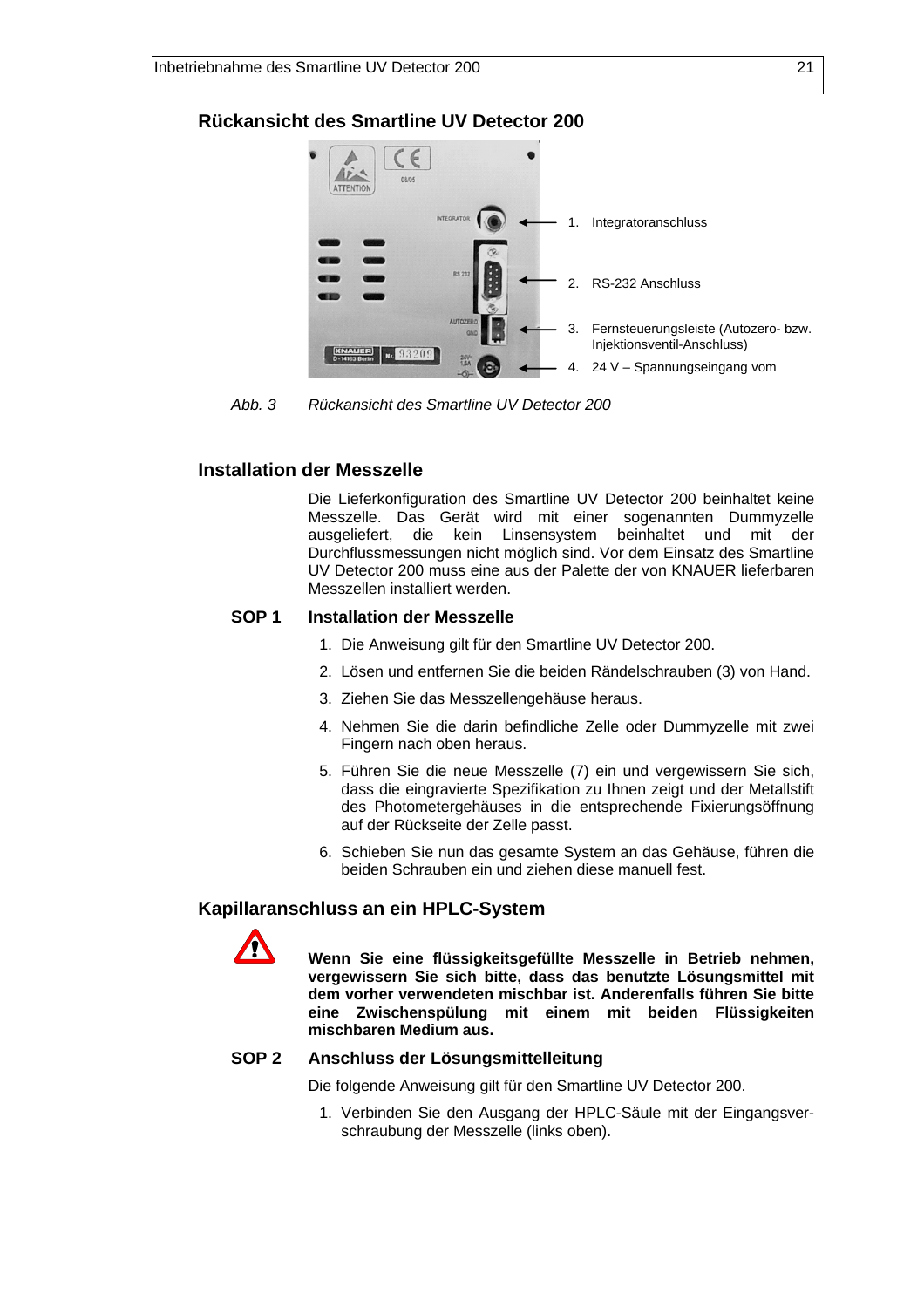## Rückansicht des Smartline UV Detector 200

1. Integratoranschluss
2. RS-232 Anschluss
3. Fernsteuerungsleiste (Autozero- bzw. Injektionsventil-Anschluss)
4. 24 V – Spannungseingang vom

*Abb. 3 Rückansicht des Smartline UV Detector 200*

## Installation der Messzelle

Die Lieferkonfiguration des Smartline UV Detector 200 beinhaltet keine Messzelle. Das Gerät wird mit einer sogenannten Dummyzelle ausgeliefert, die kein Linsensystem beinhaltet und mit der Durchflussmessungen nicht möglich sind. Vor dem Einsatz des Smartline UV Detector 200 muss eine aus der Palette der von KNAUER lieferbaren Messzellen installiert werden.

### SOP 1 Installation der Messzelle

1. Die Anweisung gilt für den Smartline UV Detector 200.
2. Lösen und entfernen Sie die beiden Rändelschrauben (3) von Hand.
3. Ziehen Sie das Messzellengehäuse heraus.
4. Nehmen Sie die darin befindliche Zelle oder Dummyzelle mit zwei Fingern nach oben heraus.
5. Führen Sie die neue Messzelle (7) ein und vergewissern Sie sich, dass die eingravierte Spezifikation zu Ihnen zeigt und der Metallstift des Photometergehäuses in die entsprechende Fixierungsöffnung auf der Rückseite der Zelle passt.
6. Schieben Sie nun das gesamte System an das Gehäuse, führen die beiden Schrauben ein und ziehen diese manuell fest.

## Kapillaranschluss an ein HPLC-System

**Wenn Sie eine flüssigkeitsgefüllte Messzelle in Betrieb nehmen, vergewissern Sie sich bitte, dass das benutzte Lösungsmittel mit dem vorher verwendeten mischbar ist. Anderenfalls führen Sie bitte eine Zwischenspülung mit einem mit beiden Flüssigkeiten mischbaren Medium aus.**

### SOP 2 Anschluss der Lösungsmittelleitung

Die folgende Anweisung gilt für den Smartline UV Detector 200.

1. Verbinden Sie den Ausgang der HPLC-Säule mit der Eingangsverschraubung der Messzelle (links oben).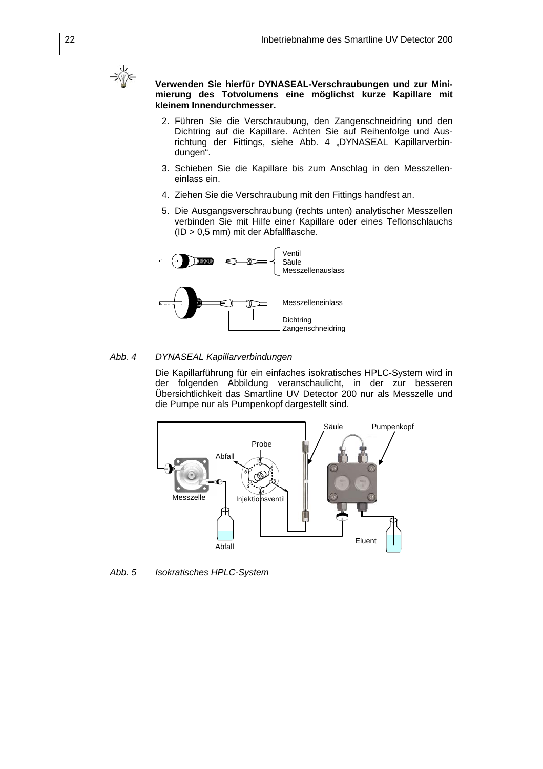**Verwenden Sie hierfür DYNASEAL-Verschraubungen und zur Minimierung des Totvolumens eine möglichst kurze Kapillare mit kleinem Innendurchmesser.**

2. Führen Sie die Verschraubung, den Zangenschneidring und den Dichtring auf die Kapillare. Achten Sie auf Reihenfolge und Ausrichtung der Fittings, siehe Abb. 4 „DYNASEAL Kapillarverbindungen".
3. Schieben Sie die Kapillare bis zum Anschlag in den Messzelleneinlass ein.
4. Ziehen Sie die Verschraubung mit den Fittings handfest an.
5. Die Ausgangsverschraubung (rechts unten) analytischer Messzellen verbinden Sie mit Hilfe einer Kapillare oder eines Teflonschlauchs (ID > 0,5 mm) mit der Abfallflasche.

*Abb. 4 DYNASEAL Kapillarverbindungen*

Die Kapillarführung für ein einfaches isokratisches HPLC-System wird in der folgenden Abbildung veranschaulicht, in der zur besseren Übersichtlichkeit das Smartline UV Detector 200 nur als Messzelle und die Pumpe nur als Pumpenkopf dargestellt sind.

*Abb. 5 Isokratisches HPLC-System*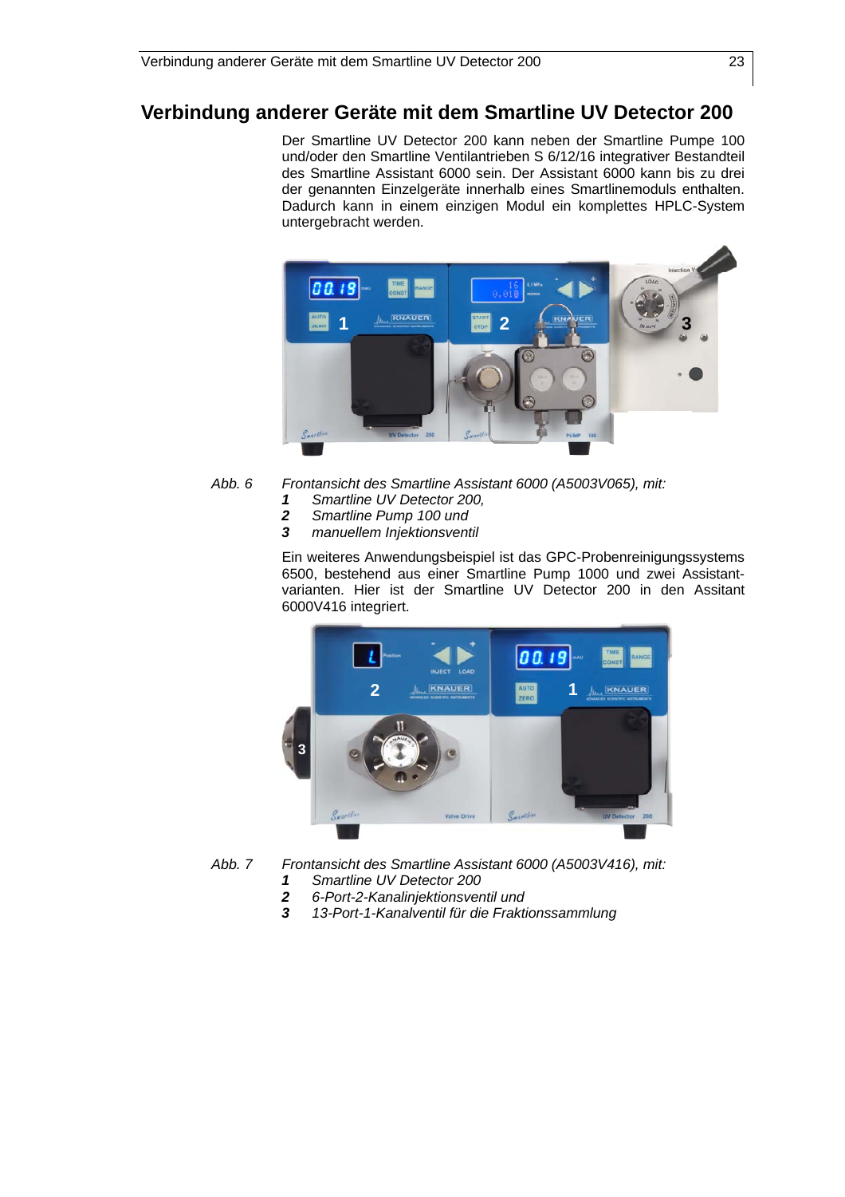# Verbindung anderer Geräte mit dem Smartline UV Detector 200

Der Smartline UV Detector 200 kann neben der Smartline Pumpe 100 und/oder den Smartline Ventilantrieben S 6/12/16 integrativer Bestandteil des Smartline Assistant 6000 sein. Der Assistant 6000 kann bis zu drei der genannten Einzelgeräte innerhalb eines Smartlinemoduls enthalten. Dadurch kann in einem einzigen Modul ein komplettes HPLC-System untergebracht werden.

*Abb. 6* *Frontansicht des Smartline Assistant 6000 (A5003V065), mit:*

***1*** *Smartline UV Detector 200,*
***2*** *Smartline Pump 100 und*
***3*** *manuellem Injektionsventil*

Ein weiteres Anwendungsbeispiel ist das GPC-Probenreinigungssystems 6500, bestehend aus einer Smartline Pump 1000 und zwei Assistant-varianten. Hier ist der Smartline UV Detector 200 in den Assitant 6000V416 integriert.

*Abb. 7* *Frontansicht des Smartline Assistant 6000 (A5003V416), mit:*

***1*** *Smartline UV Detector 200*
***2*** *6-Port-2-Kanalinjektionsventil und*
***3*** *13-Port-1-Kanalventil für die Fraktionssammlung*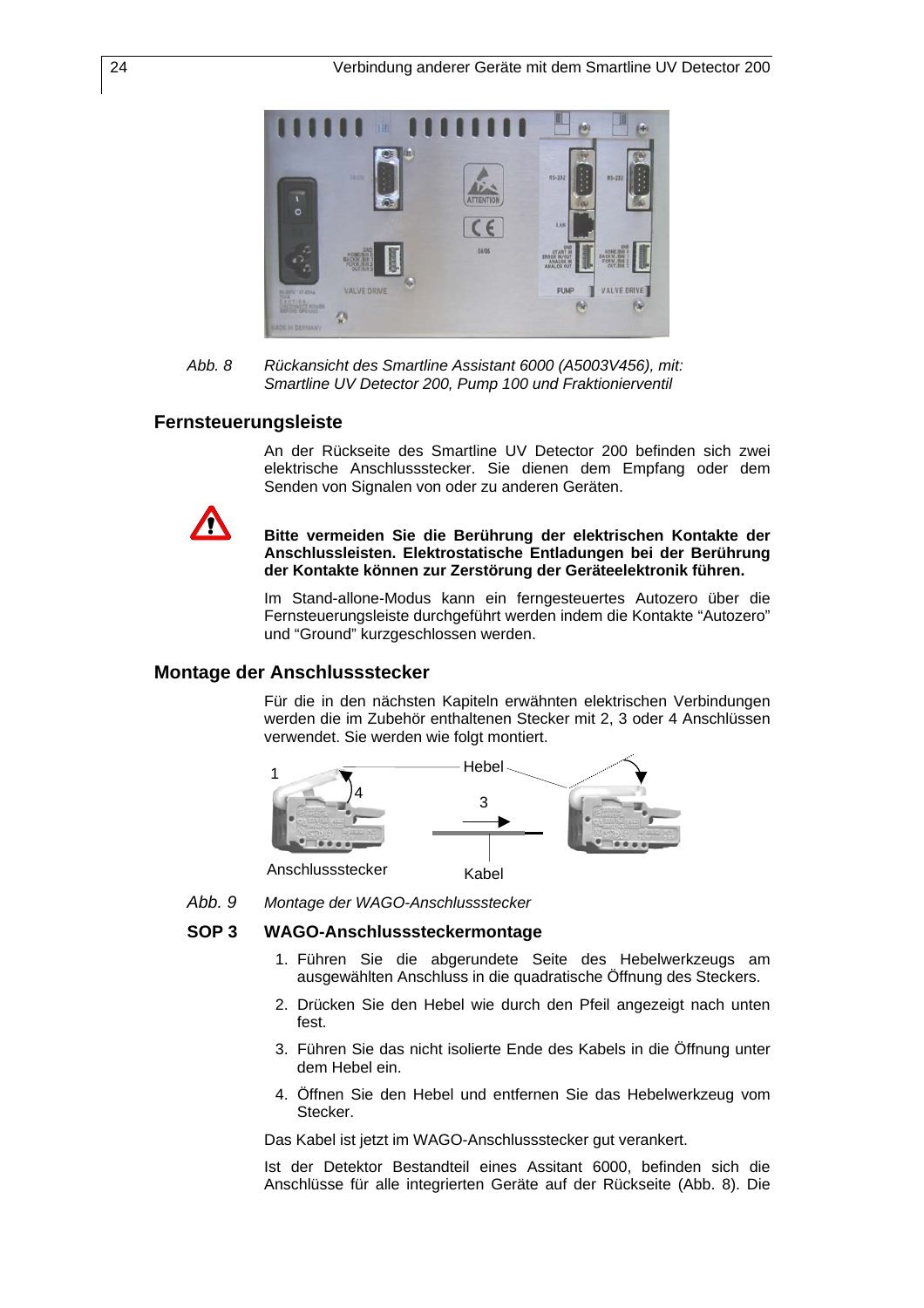Abb. 8 *Rückansicht des Smartline Assistant 6000 (A5003V456), mit: Smartline UV Detector 200, Pump 100 und Fraktionierventil*

## Fernsteuerungsleiste

An der Rückseite des Smartline UV Detector 200 befinden sich zwei elektrische Anschlussstecker. Sie dienen dem Empfang oder dem Senden von Signalen von oder zu anderen Geräten.

**Bitte vermeiden Sie die Berührung der elektrischen Kontakte der Anschlussleisten. Elektrostatische Entladungen bei der Berührung der Kontakte können zur Zerstörung der Geräteelektronik führen.**

Im Stand-allone-Modus kann ein ferngesteuertes Autozero über die Fernsteuerungsleiste durchgeführt werden indem die Kontakte "Autozero" und "Ground" kurzgeschlossen werden.

## Montage der Anschlussstecker

Für die in den nächsten Kapiteln erwähnten elektrischen Verbindungen werden die im Zubehör enthaltenen Stecker mit 2, 3 oder 4 Anschlüssen verwendet. Sie werden wie folgt montiert.

Abb. 9 *Montage der WAGO-Anschlussstecker*

### SOP 3 WAGO-Anschlusssteckermontage

1. Führen Sie die abgerundete Seite des Hebelwerkzeugs am ausgewählten Anschluss in die quadratische Öffnung des Steckers.
2. Drücken Sie den Hebel wie durch den Pfeil angezeigt nach unten fest.
3. Führen Sie das nicht isolierte Ende des Kabels in die Öffnung unter dem Hebel ein.
4. Öffnen Sie den Hebel und entfernen Sie das Hebelwerkzeug vom Stecker.

Das Kabel ist jetzt im WAGO-Anschlussstecker gut verankert.

Ist der Detektor Bestandteil eines Assitant 6000, befinden sich die Anschlüsse für alle integrierten Geräte auf der Rückseite (Abb. 8). Die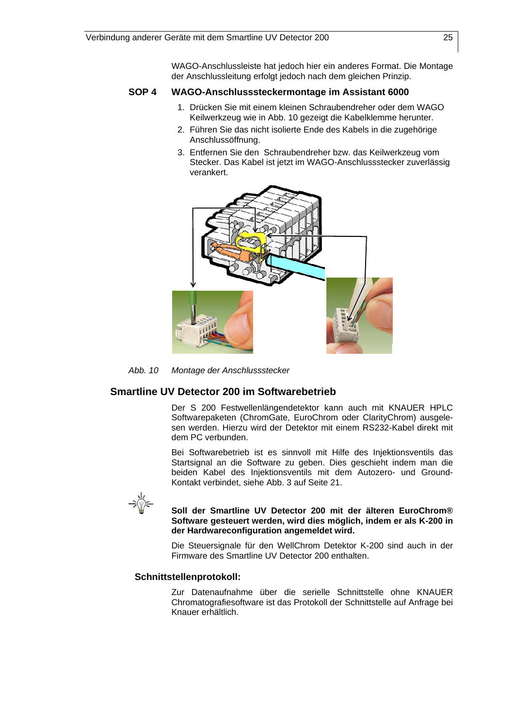WAGO-Anschlussleiste hat jedoch hier ein anderes Format. Die Montage der Anschlussleitung erfolgt jedoch nach dem gleichen Prinzip.

**SOP 4 WAGO-Anschlusssteckermontage im Assistant 6000**

1. Drücken Sie mit einem kleinen Schraubendreher oder dem WAGO Keilwerkzeug wie in Abb. 10 gezeigt die Kabelklemme herunter.
2. Führen Sie das nicht isolierte Ende des Kabels in die zugehörige Anschlussöffnung.
3. Entfernen Sie den Schraubendreher bzw. das Keilwerkzeug vom Stecker. Das Kabel ist jetzt im WAGO-Anschlussstecker zuverlässig verankert.

*Abb. 10 Montage der Anschlussstecker*

## Smartline UV Detector 200 im Softwarebetrieb

Der S 200 Festwellenlängendetektor kann auch mit KNAUER HPLC Softwarepaketen (ChromGate, EuroChrom oder ClarityChrom) ausgelesen werden. Hierzu wird der Detektor mit einem RS232-Kabel direkt mit dem PC verbunden.

Bei Softwarebetrieb ist es sinnvoll mit Hilfe des Injektionsventils das Startsignal an die Software zu geben. Dies geschieht indem man die beiden Kabel des Injektionsventils mit dem Autozero- und Ground-Kontakt verbindet, siehe Abb. 3 auf Seite 21.

**Soll der Smartline UV Detector 200 mit der älteren EuroChrom® Software gesteuert werden, wird dies möglich, indem er als K-200 in der Hardwareconfiguration angemeldet wird.**

Die Steuersignale für den WellChrom Detektor K-200 sind auch in der Firmware des Smartline UV Detector 200 enthalten.

### Schnittstellenprotokoll:

Zur Datenaufnahme über die serielle Schnittstelle ohne KNAUER Chromatografiesoftware ist das Protokoll der Schnittstelle auf Anfrage bei Knauer erhältlich.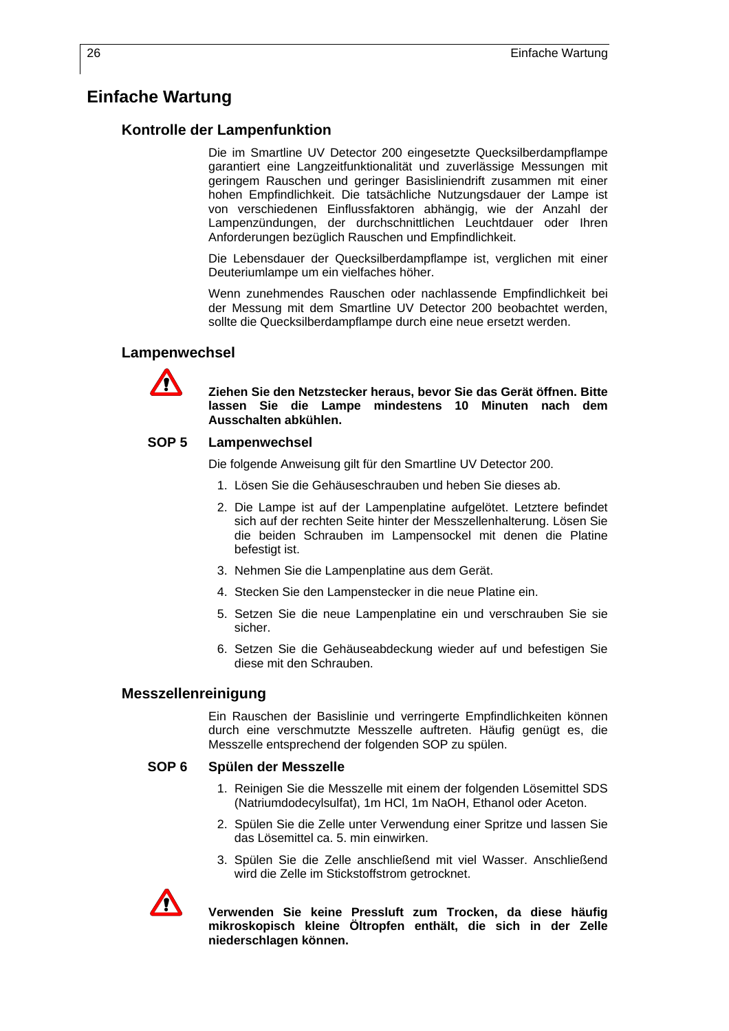# Einfache Wartung

## Kontrolle der Lampenfunktion

Die im Smartline UV Detector 200 eingesetzte Quecksilberdampflampe garantiert eine Langzeitfunktionalität und zuverlässige Messungen mit geringem Rauschen und geringer Basisliniendrift zusammen mit einer hohen Empfindlichkeit. Die tatsächliche Nutzungsdauer der Lampe ist von verschiedenen Einflussfaktoren abhängig, wie der Anzahl der Lampenzündungen, der durchschnittlichen Leuchtdauer oder Ihren Anforderungen bezüglich Rauschen und Empfindlichkeit.

Die Lebensdauer der Quecksilberdampflampe ist, verglichen mit einer Deuteriumlampe um ein vielfaches höher.

Wenn zunehmendes Rauschen oder nachlassende Empfindlichkeit bei der Messung mit dem Smartline UV Detector 200 beobachtet werden, sollte die Quecksilberdampflampe durch eine neue ersetzt werden.

## Lampenwechsel

**Ziehen Sie den Netzstecker heraus, bevor Sie das Gerät öffnen. Bitte lassen Sie die Lampe mindestens 10 Minuten nach dem Ausschalten abkühlen.**

### SOP 5 Lampenwechsel

Die folgende Anweisung gilt für den Smartline UV Detector 200.

1. Lösen Sie die Gehäuseschrauben und heben Sie dieses ab.
2. Die Lampe ist auf der Lampenplatine aufgelötet. Letztere befindet sich auf der rechten Seite hinter der Messzellenhalterung. Lösen Sie die beiden Schrauben im Lampensockel mit denen die Platine befestigt ist.
3. Nehmen Sie die Lampenplatine aus dem Gerät.
4. Stecken Sie den Lampenstecker in die neue Platine ein.
5. Setzen Sie die neue Lampenplatine ein und verschrauben Sie sie sicher.
6. Setzen Sie die Gehäuseabdeckung wieder auf und befestigen Sie diese mit den Schrauben.

## Messzellenreinigung

Ein Rauschen der Basislinie und verringerte Empfindlichkeiten können durch eine verschmutzte Messzelle auftreten. Häufig genügt es, die Messzelle entsprechend der folgenden SOP zu spülen.

### SOP 6 Spülen der Messzelle

1. Reinigen Sie die Messzelle mit einem der folgenden Lösemittel SDS (Natriumdodecylsulfat), 1m HCl, 1m NaOH, Ethanol oder Aceton.
2. Spülen Sie die Zelle unter Verwendung einer Spritze und lassen Sie das Lösemittel ca. 5. min einwirken.
3. Spülen Sie die Zelle anschließend mit viel Wasser. Anschließend wird die Zelle im Stickstoffstrom getrocknet.

**Verwenden Sie keine Pressluft zum Trocken, da diese häufig mikroskopisch kleine Öltropfen enthält, die sich in der Zelle niederschlagen können.**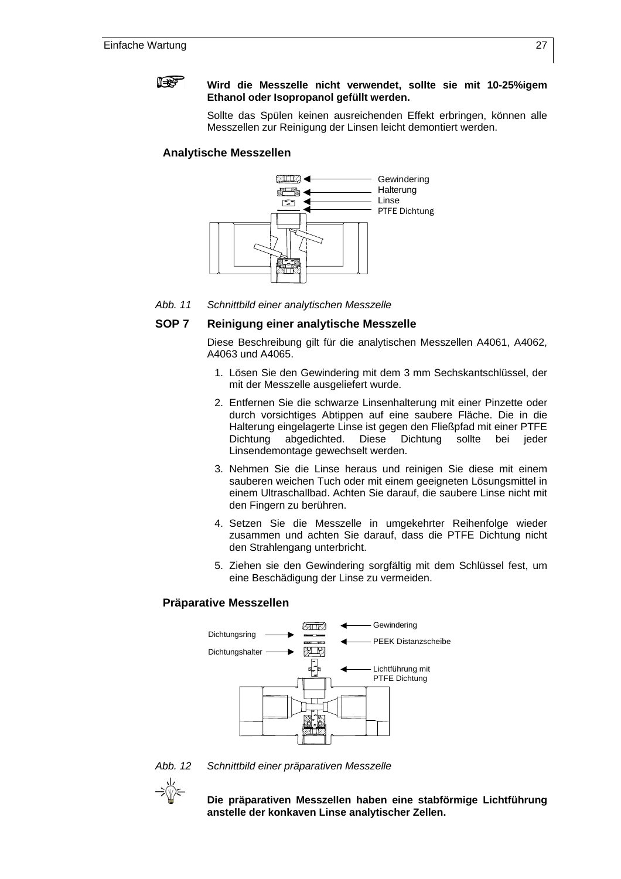**Wird die Messzelle nicht verwendet, sollte sie mit 10-25%igem Ethanol oder Isopropanol gefüllt werden.**

Sollte das Spülen keinen ausreichenden Effekt erbringen, können alle Messzellen zur Reinigung der Linsen leicht demontiert werden.

## Analytische Messzellen

Gewindering
Halterung
Linse
PTFE Dichtung

*Abb. 11 Schnittbild einer analytischen Messzelle*

## SOP 7 Reinigung einer analytische Messzelle

Diese Beschreibung gilt für die analytischen Messzellen A4061, A4062, A4063 und A4065.

1. Lösen Sie den Gewindering mit dem 3 mm Sechskantschlüssel, der mit der Messzelle ausgeliefert wurde.
2. Entfernen Sie die schwarze Linsenhalterung mit einer Pinzette oder durch vorsichtiges Abtippen auf eine saubere Fläche. Die in die Halterung eingelagerte Linse ist gegen den Fließpfad mit einer PTFE Dichtung abgedichtet. Diese Dichtung sollte bei jeder Linsendemontage gewechselt werden.
3. Nehmen Sie die Linse heraus und reinigen Sie diese mit einem sauberen weichen Tuch oder mit einem geeigneten Lösungsmittel in einem Ultraschallbad. Achten Sie darauf, die saubere Linse nicht mit den Fingern zu berühren.
4. Setzen Sie die Messzelle in umgekehrter Reihenfolge wieder zusammen und achten Sie darauf, dass die PTFE Dichtung nicht den Strahlengang unterbricht.
5. Ziehen sie den Gewindering sorgfältig mit dem Schlüssel fest, um eine Beschädigung der Linse zu vermeiden.

## Präparative Messzellen

Gewindering
Dichtungsring
PEEK Distanzscheibe
Dichtungshalter
Lichtführung mit PTFE Dichtung

*Abb. 12 Schnittbild einer präparativen Messzelle*

**Die präparativen Messzellen haben eine stabförmige Lichtführung anstelle der konkaven Linse analytischer Zellen.**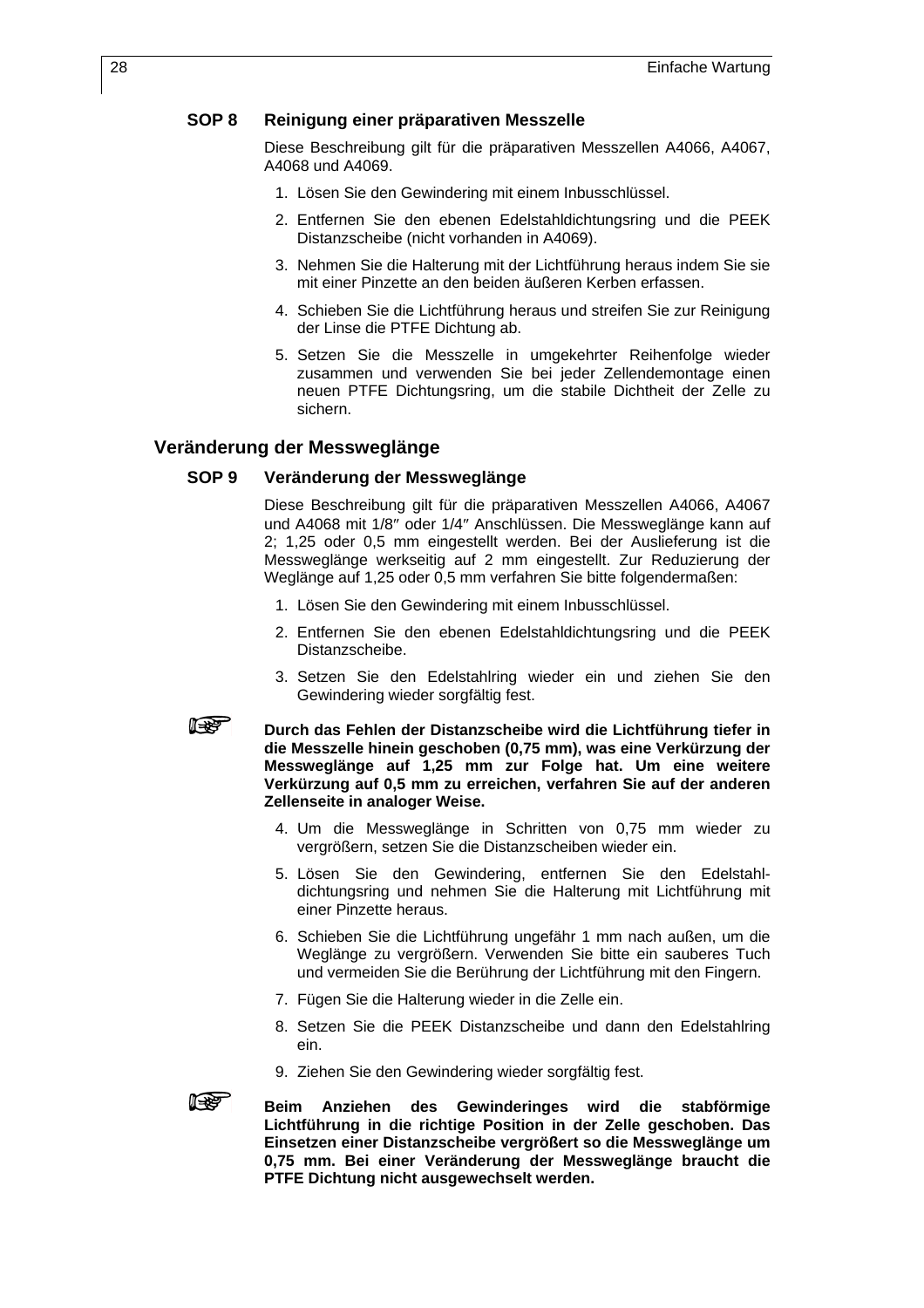**SOP 8 Reinigung einer präparativen Messzelle**

Diese Beschreibung gilt für die präparativen Messzellen A4066, A4067, A4068 und A4069.

1. Lösen Sie den Gewindering mit einem Inbusschlüssel.
2. Entfernen Sie den ebenen Edelstahldichtungsring und die PEEK Distanzscheibe (nicht vorhanden in A4069).
3. Nehmen Sie die Halterung mit der Lichtführung heraus indem Sie sie mit einer Pinzette an den beiden äußeren Kerben erfassen.
4. Schieben Sie die Lichtführung heraus und streifen Sie zur Reinigung der Linse die PTFE Dichtung ab.
5. Setzen Sie die Messzelle in umgekehrter Reihenfolge wieder zusammen und verwenden Sie bei jeder Zellendemontage einen neuen PTFE Dichtungsring, um die stabile Dichtheit der Zelle zu sichern.

## Veränderung der Messweglänge

**SOP 9 Veränderung der Messweglänge**

Diese Beschreibung gilt für die präparativen Messzellen A4066, A4067 und A4068 mit 1/8″ oder 1/4″ Anschlüssen. Die Messweglänge kann auf 2; 1,25 oder 0,5 mm eingestellt werden. Bei der Auslieferung ist die Messweglänge werkseitig auf 2 mm eingestellt. Zur Reduzierung der Weglänge auf 1,25 oder 0,5 mm verfahren Sie bitte folgendermaßen:

1. Lösen Sie den Gewindering mit einem Inbusschlüssel.
2. Entfernen Sie den ebenen Edelstahldichtungsring und die PEEK Distanzscheibe.
3. Setzen Sie den Edelstahlring wieder ein und ziehen Sie den Gewindering wieder sorgfältig fest.

☞ **Durch das Fehlen der Distanzscheibe wird die Lichtführung tiefer in die Messzelle hinein geschoben (0,75 mm), was eine Verkürzung der Messweglänge auf 1,25 mm zur Folge hat. Um eine weitere Verkürzung auf 0,5 mm zu erreichen, verfahren Sie auf der anderen Zellenseite in analoger Weise.**

4. Um die Messweglänge in Schritten von 0,75 mm wieder zu vergrößern, setzen Sie die Distanzscheiben wieder ein.
5. Lösen Sie den Gewindering, entfernen Sie den Edelstahldichtungsring und nehmen Sie die Halterung mit Lichtführung mit einer Pinzette heraus.
6. Schieben Sie die Lichtführung ungefähr 1 mm nach außen, um die Weglänge zu vergrößern. Verwenden Sie bitte ein sauberes Tuch und vermeiden Sie die Berührung der Lichtführung mit den Fingern.
7. Fügen Sie die Halterung wieder in die Zelle ein.
8. Setzen Sie die PEEK Distanzscheibe und dann den Edelstahlring ein.
9. Ziehen Sie den Gewindering wieder sorgfältig fest.

☞ **Beim Anziehen des Gewinderinges wird die stabförmige Lichtführung in die richtige Position in der Zelle geschoben. Das Einsetzen einer Distanzscheibe vergrößert so die Messweglänge um 0,75 mm. Bei einer Veränderung der Messweglänge braucht die PTFE Dichtung nicht ausgewechselt werden.**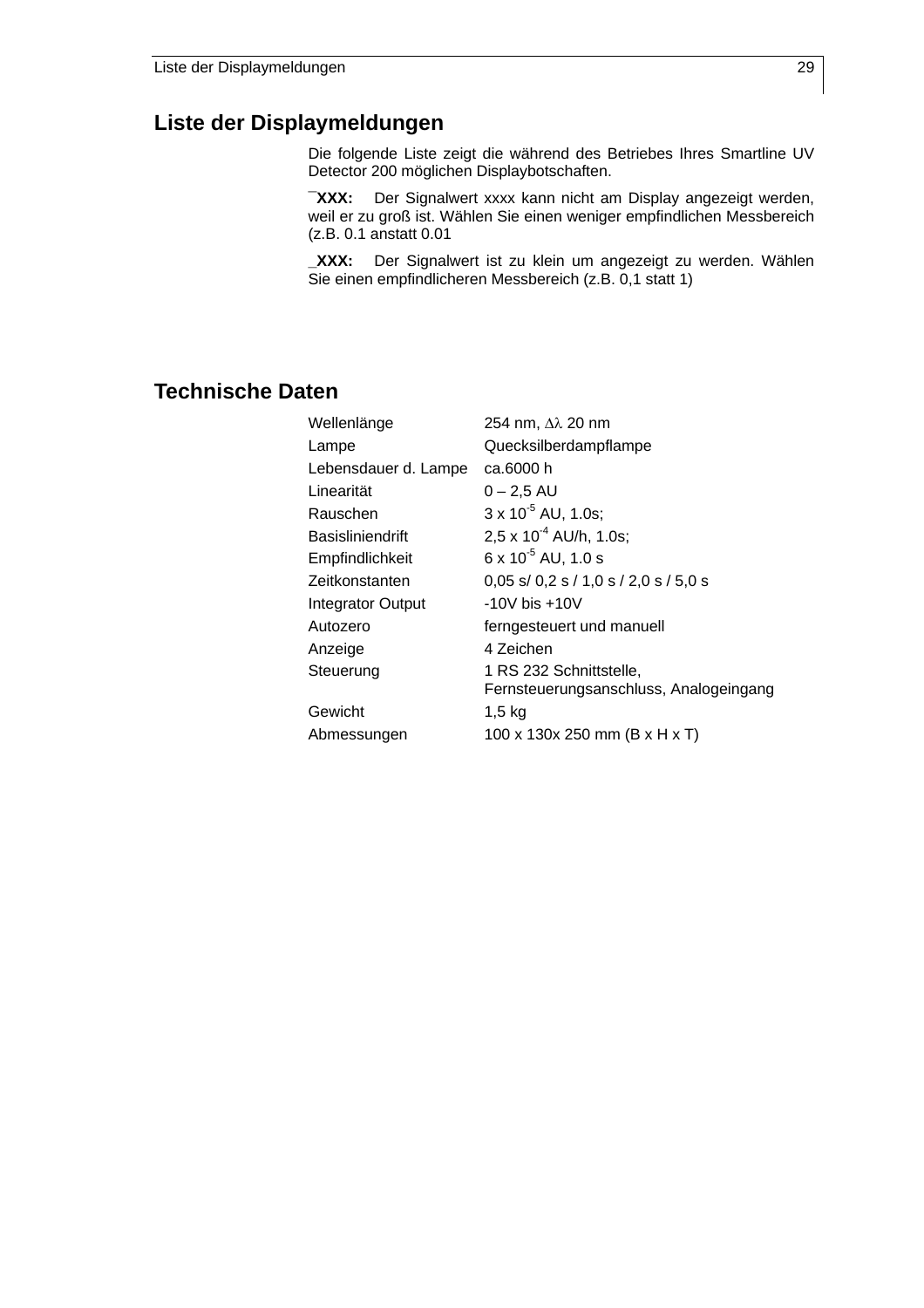## Liste der Displaymeldungen

Die folgende Liste zeigt die während des Betriebes Ihres Smartline UV Detector 200 möglichen Displaybotschaften.

**¯XXX:** Der Signalwert xxxx kann nicht am Display angezeigt werden, weil er zu groß ist. Wählen Sie einen weniger empfindlichen Messbereich (z.B. 0.1 anstatt 0.01

**_XXX:** Der Signalwert ist zu klein um angezeigt zu werden. Wählen Sie einen empfindlicheren Messbereich (z.B. 0,1 statt 1)

## Technische Daten

| | |
|---|---|
| Wellenlänge | 254 nm, $\Delta\lambda$ 20 nm |
| Lampe | Quecksilberdampflampe |
| Lebensdauer d. Lampe | ca.6000 h |
| Linearität | 0 – 2,5 AU |
| Rauschen | 3 x $10^{-5}$ AU, 1.0s; |
| Basisliniendrift | 2,5 x $10^{-4}$ AU/h, 1.0s; |
| Empfindlichkeit | 6 x $10^{-5}$ AU, 1.0 s |
| Zeitkonstanten | 0,05 s/ 0,2 s / 1,0 s / 2,0 s / 5,0 s |
| Integrator Output | -10V bis +10V |
| Autozero | ferngesteuert und manuell |
| Anzeige | 4 Zeichen |
| Steuerung | 1 RS 232 Schnittstelle, Fernsteuerungsanschluss, Analogeingang |
| Gewicht | 1,5 kg |
| Abmessungen | 100 x 130x 250 mm (B x H x T) |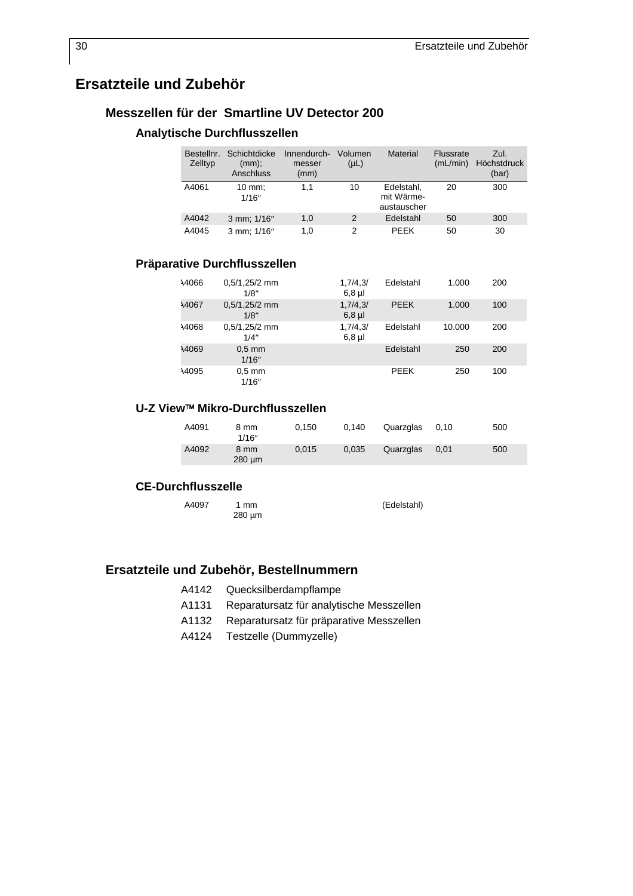# Ersatzteile und Zubehör

## Messzellen für der  Smartline UV Detector 200

### Analytische Durchflusszellen

| Bestellnr. Zelltyp | Schichtdicke (mm); Anschluss | Innendurch-messer (mm) | Volumen (µL) | Material | Flussrate (mL/min) | Zul. Höchstdruck (bar) |
|---|---|---|---|---|---|---|
| A4061 | 10 mm; 1/16″ | 1,1 | 10 | Edelstahl, mit Wärme-austauscher | 20 | 300 |
| A4042 | 3 mm; 1/16″ | 1,0 | 2 | Edelstahl | 50 | 300 |
| A4045 | 3 mm; 1/16″ | 1,0 | 2 | PEEK | 50 | 30 |

### Präparative Durchflusszellen

| Bestellnr. Zelltyp | Schichtdicke (mm); Anschluss | Innendurch-messer (mm) | Volumen (µL) | Material | Flussrate (mL/min) | Zul. Höchstdruck (bar) |
|---|---|---|---|---|---|---|
| A4066 | 0,5/1,25/2 mm 1/8″ | | 1,7/4,3/ 6,8 µl | Edelstahl | 1.000 | 200 |
| A4067 | 0,5/1,25/2 mm 1/8″ | | 1,7/4,3/ 6,8 µl | PEEK | 1.000 | 100 |
| A4068 | 0,5/1,25/2 mm 1/4″ | | 1,7/4,3/ 6,8 µl | Edelstahl | 10.000 | 200 |
| A4069 | 0,5 mm 1/16″ | | | Edelstahl | 250 | 200 |
| A4095 | 0,5 mm 1/16″ | | | PEEK | 250 | 100 |

### U-Z View™ Mikro-Durchflusszellen

| Bestellnr. Zelltyp | Schichtdicke (mm); Anschluss | Innendurch-messer (mm) | Volumen (µL) | Material | Flussrate (mL/min) | Zul. Höchstdruck (bar) |
|---|---|---|---|---|---|---|
| A4091 | 8 mm 1/16″ | 0,150 | 0,140 | Quarzglas | 0,10 | 500 |
| A4092 | 8 mm 280 µm | 0,015 | 0,035 | Quarzglas | 0,01 | 500 |

### CE-Durchflusszelle

| Bestellnr. Zelltyp | Schichtdicke (mm); Anschluss | Innendurch-messer (mm) | Volumen (µL) | Material | Flussrate (mL/min) | Zul. Höchstdruck (bar) |
|---|---|---|---|---|---|---|
| A4097 | 1 mm 280 µm | | | (Edelstahl) | | |

## Ersatzteile und Zubehör, Bestellnummern

- A4142 Quecksilberdampflampe
- A1131 Reparatursatz für analytische Messzellen
- A1132 Reparatursatz für präparative Messzellen
- A4124 Testzelle (Dummyzelle)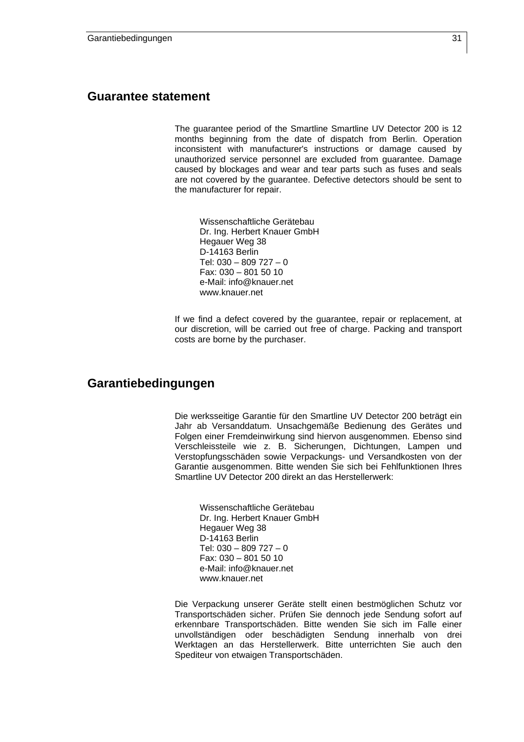## Guarantee statement

The guarantee period of the Smartline Smartline UV Detector 200 is 12 months beginning from the date of dispatch from Berlin. Operation inconsistent with manufacturer's instructions or damage caused by unauthorized service personnel are excluded from guarantee. Damage caused by blockages and wear and tear parts such as fuses and seals are not covered by the guarantee. Defective detectors should be sent to the manufacturer for repair.

Wissenschaftliche Gerätebau
Dr. Ing. Herbert Knauer GmbH
Hegauer Weg 38
D-14163 Berlin
Tel: 030 – 809 727 – 0
Fax: 030 – 801 50 10
e-Mail: info@knauer.net
www.knauer.net

If we find a defect covered by the guarantee, repair or replacement, at our discretion, will be carried out free of charge. Packing and transport costs are borne by the purchaser.

## Garantiebedingungen

Die werksseitige Garantie für den Smartline UV Detector 200 beträgt ein Jahr ab Versanddatum. Unsachgemäße Bedienung des Gerätes und Folgen einer Fremdeinwirkung sind hiervon ausgenommen. Ebenso sind Verschleissteile wie z. B. Sicherungen, Dichtungen, Lampen und Verstopfungsschäden sowie Verpackungs- und Versandkosten von der Garantie ausgenommen. Bitte wenden Sie sich bei Fehlfunktionen Ihres Smartline UV Detector 200 direkt an das Herstellerwerk:

Wissenschaftliche Gerätebau
Dr. Ing. Herbert Knauer GmbH
Hegauer Weg 38
D-14163 Berlin
Tel: 030 – 809 727 – 0
Fax: 030 – 801 50 10
e-Mail: info@knauer.net
www.knauer.net

Die Verpackung unserer Geräte stellt einen bestmöglichen Schutz vor Transportschäden sicher. Prüfen Sie dennoch jede Sendung sofort auf erkennbare Transportschäden. Bitte wenden Sie sich im Falle einer unvollständigen oder beschädigten Sendung innerhalb von drei Werktagen an das Herstellerwerk. Bitte unterrichten Sie auch den Spediteur von etwaigen Transportschäden.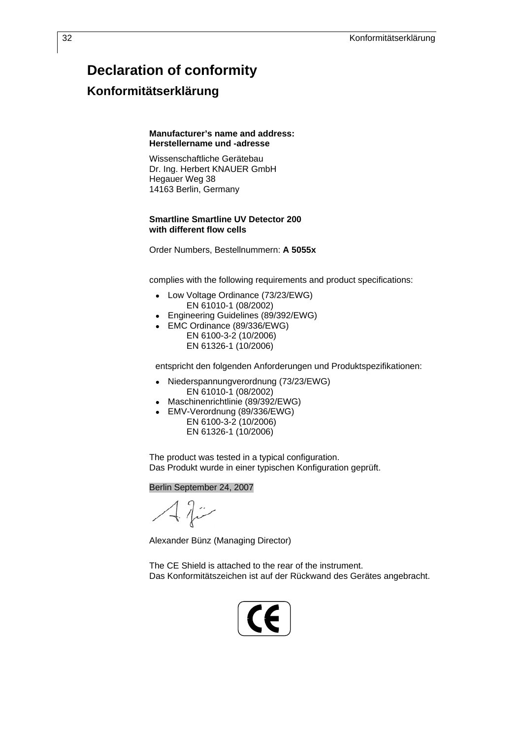# Declaration of conformity

## Konformitätserklärung

**Manufacturer's name and address:**
**Herstellername und -adresse**

Wissenschaftliche Gerätebau
Dr. Ing. Herbert KNAUER GmbH
Hegauer Weg 38
14163 Berlin, Germany

**Smartline Smartline UV Detector 200**
**with different flow cells**

Order Numbers, Bestellnummern: **A 5055x**

complies with the following requirements and product specifications:

- Low Voltage Ordinance (73/23/EWG)
  EN 61010-1 (08/2002)
- Engineering Guidelines (89/392/EWG)
- EMC Ordinance (89/336/EWG)
  EN 6100-3-2 (10/2006)
  EN 61326-1 (10/2006)

entspricht den folgenden Anforderungen und Produktspezifikationen:

- Niederspannungverordnung (73/23/EWG)
  EN 61010-1 (08/2002)
- Maschinenrichtlinie (89/392/EWG)
- EMV-Verordnung (89/336/EWG)
  EN 6100-3-2 (10/2006)
  EN 61326-1 (10/2006)

The product was tested in a typical configuration.
Das Produkt wurde in einer typischen Konfiguration geprüft.

Berlin September 24, 2007

Alexander Bünz (Managing Director)

The CE Shield is attached to the rear of the instrument.
Das Konformitätszeichen ist auf der Rückwand des Gerätes angebracht.